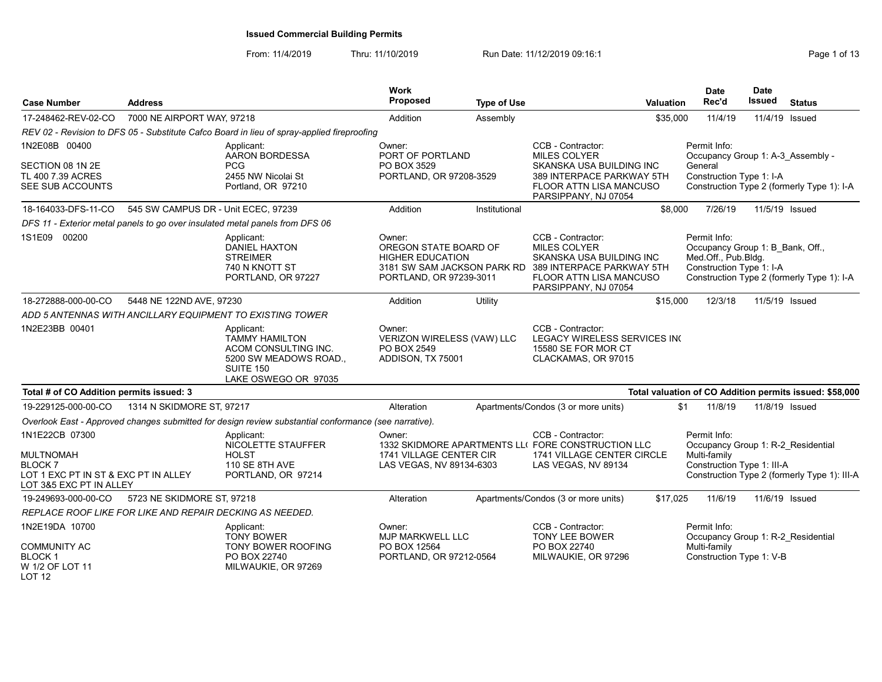# Issued Commercial Building Permits

From: 11/4/2019 Thru: 11/10/2019 Run Date: 11/12/2019 09:16:1

| Case Number | Address | Work Proposed | Type of Use | Valuation | Date Rec'd | Date Issued | Status |
|---|---|---|---|---|---|---|---|
| 17-248462-REV-02-CO | 7000 NE AIRPORT WAY, 97218 | Addition | Assembly | $35,000 | 11/4/19 | 11/4/19 | Issued |

*REV 02 - Revision to DFS 05 - Substitute Cafco Board in lieu of spray-applied fireproofing*

1N2E08B 00400
SECTION 08 1N 2E
TL 400 7.39 ACRES
SEE SUB ACCOUNTS

Applicant:
AARON BORDESSA
PCG
2455 NW Nicolai St
Portland, OR 97210

Owner:
PORT OF PORTLAND
PO BOX 3529
PORTLAND, OR 97208-3529

CCB - Contractor:
MILES COLYER
SKANSKA USA BUILDING INC
389 INTERPACE PARKWAY 5TH FLOOR ATTN LISA MANCUSO
PARSIPPANY, NJ 07054

Permit Info:
Occupancy Group 1: A-3_Assembly - General
Construction Type 1: I-A
Construction Type 2 (formerly Type 1): I-A

| Case Number | Address | Work Proposed | Type of Use | Valuation | Date Rec'd | Date Issued | Status |
|---|---|---|---|---|---|---|---|
| 18-164033-DFS-11-CO | 545 SW CAMPUS DR - Unit ECEC, 97239 | Addition | Institutional | $8,000 | 7/26/19 | 11/5/19 | Issued |

*DFS 11 - Exterior metal panels to go over insulated metal panels from DFS 06*

1S1E09 00200

Applicant:
DANIEL HAXTON
STREIMER
740 N KNOTT ST
PORTLAND, OR 97227

Owner:
OREGON STATE BOARD OF HIGHER EDUCATION
3181 SW SAM JACKSON PARK RD
PORTLAND, OR 97239-3011

CCB - Contractor:
MILES COLYER
SKANSKA USA BUILDING INC
389 INTERPACE PARKWAY 5TH FLOOR ATTN LISA MANCUSO
PARSIPPANY, NJ 07054

Permit Info:
Occupancy Group 1: B_Bank, Off., Med.Off., Pub.Bldg.
Construction Type 1: I-A
Construction Type 2 (formerly Type 1): I-A

| Case Number | Address | Work Proposed | Type of Use | Valuation | Date Rec'd | Date Issued | Status |
|---|---|---|---|---|---|---|---|
| 18-272888-000-00-CO | 5448 NE 122ND AVE, 97230 | Addition | Utility | $15,000 | 12/3/18 | 11/5/19 | Issued |

*ADD 5 ANTENNAS WITH ANCILLARY EQUIPMENT TO EXISTING TOWER*

1N2E23BB 00401

Applicant:
TAMMY HAMILTON
ACOM CONSULTING INC.
5200 SW MEADOWS ROAD., SUITE 150
LAKE OSWEGO OR 97035

Owner:
VERIZON WIRELESS (VAW) LLC
PO BOX 2549
ADDISON, TX 75001

CCB - Contractor:
LEGACY WIRELESS SERVICES IN(
15580 SE FOR MOR CT
CLACKAMAS, OR 97015

**Total # of CO Addition permits issued: 3** | **Total valuation of CO Addition permits issued: $58,000**

| Case Number | Address | Work Proposed | Type of Use | Valuation | Date Rec'd | Date Issued | Status |
|---|---|---|---|---|---|---|---|
| 19-229125-000-00-CO | 1314 N SKIDMORE ST, 97217 | Alteration | Apartments/Condos (3 or more units) | $1 | 11/8/19 | 11/8/19 | Issued |

*Overlook East - Approved changes submitted for design review substantial conformance (see narrative).*

1N1E22CB 07300
MULTNOMAH
BLOCK 7
LOT 1 EXC PT IN ST & EXC PT IN ALLEY
LOT 3&5 EXC PT IN ALLEY

Applicant:
NICOLETTE STAUFFER
HOLST
110 SE 8TH AVE
PORTLAND, OR 97214

Owner:
1332 SKIDMORE APARTMENTS LL(
1741 VILLAGE CENTER CIR
LAS VEGAS, NV 89134-6303

CCB - Contractor:
FORE CONSTRUCTION LLC
1741 VILLAGE CENTER CIRCLE
LAS VEGAS, NV 89134

Permit Info:
Occupancy Group 1: R-2_Residential Multi-family
Construction Type 1: III-A
Construction Type 2 (formerly Type 1): III-A

| Case Number | Address | Work Proposed | Type of Use | Valuation | Date Rec'd | Date Issued | Status |
|---|---|---|---|---|---|---|---|
| 19-249693-000-00-CO | 5723 NE SKIDMORE ST, 97218 | Alteration | Apartments/Condos (3 or more units) | $17,025 | 11/6/19 | 11/6/19 | Issued |

*REPLACE ROOF LIKE FOR LIKE AND REPAIR DECKING AS NEEDED.*

1N2E19DA 10700
COMMUNITY AC
BLOCK 1
W 1/2 OF LOT 11
LOT 12

Applicant:
TONY BOWER
TONY BOWER ROOFING
PO BOX 22740
MILWAUKIE, OR 97269

Owner:
MJP MARKWELL LLC
PO BOX 12564
PORTLAND, OR 97212-0564

CCB - Contractor:
TONY LEE BOWER
PO BOX 22740
MILWAUKIE, OR 97296

Permit Info:
Occupancy Group 1: R-2_Residential Multi-family
Construction Type 1: V-B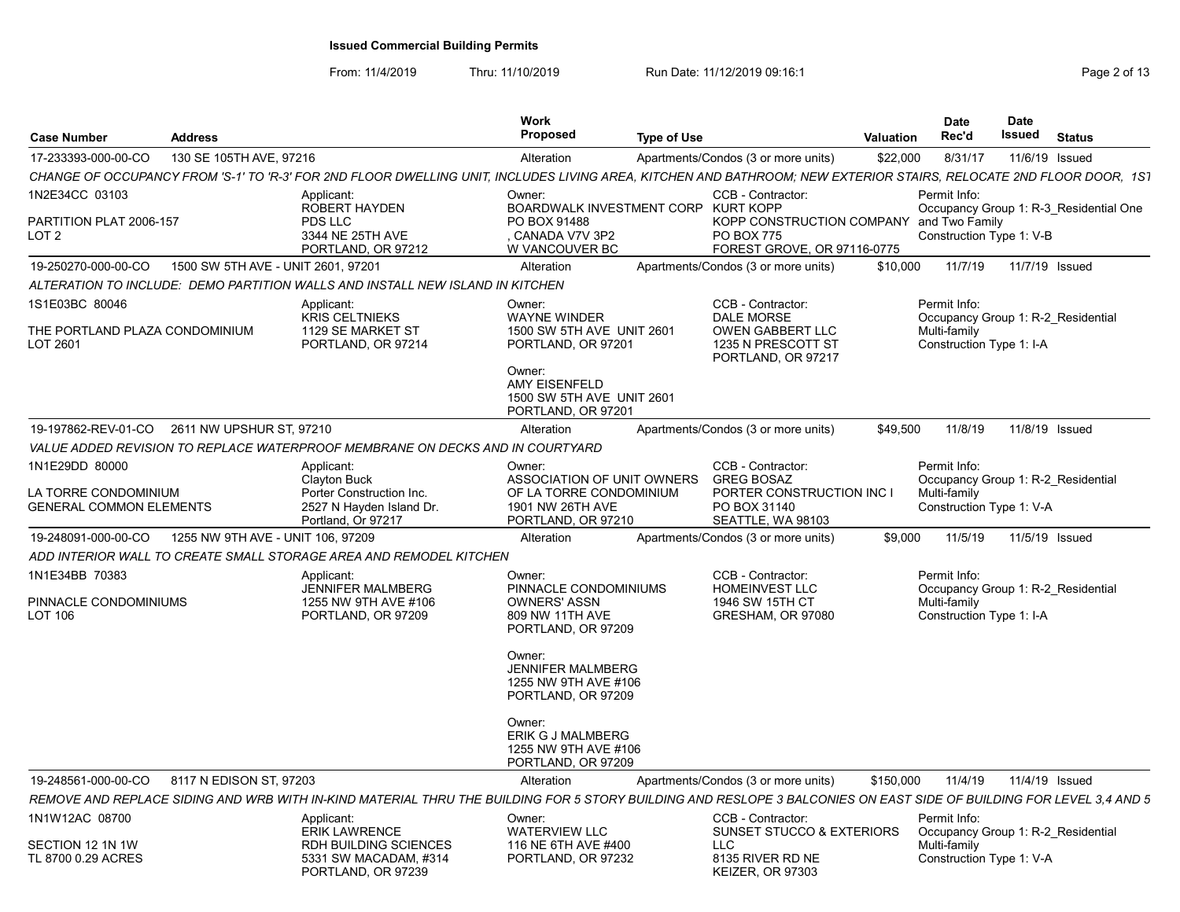# Issued Commercial Building Permits

From: 11/4/2019 Thru: 11/10/2019 Run Date: 11/12/2019 09:16:1

| Case Number | Address | Work Proposed | Type of Use | Valuation | Date Rec'd | Date Issued | Status |
|---|---|---|---|---|---|---|---|
| 17-233393-000-00-CO | 130 SE 105TH AVE, 97216 | Alteration | Apartments/Condos (3 or more units) | $22,000 | 8/31/17 | 11/6/19 | Issued |

*CHANGE OF OCCUPANCY FROM 'S-1' TO 'R-3' FOR 2ND FLOOR DWELLING UNIT, INCLUDES LIVING AREA, KITCHEN AND BATHROOM; NEW EXTERIOR STAIRS, RELOCATE 2ND FLOOR DOOR, 1ST*

1N2E34CC 03103
PARTITION PLAT 2006-157
LOT 2

Applicant:
ROBERT HAYDEN
PDS LLC
3344 NE 25TH AVE
PORTLAND, OR 97212

Owner:
BOARDWALK INVESTMENT CORP
PO BOX 91488
, CANADA V7V 3P2
W VANCOUVER BC

CCB - Contractor:
KURT KOPP
KOPP CONSTRUCTION COMPANY
PO BOX 775
FOREST GROVE, OR 97116-0775

Permit Info:
Occupancy Group 1: R-3_Residential One and Two Family
Construction Type 1: V-B

---

| Case Number | Address | Work Proposed | Type of Use | Valuation | Date Rec'd | Date Issued | Status |
|---|---|---|---|---|---|---|---|
| 19-250270-000-00-CO | 1500 SW 5TH AVE - UNIT 2601, 97201 | Alteration | Apartments/Condos (3 or more units) | $10,000 | 11/7/19 | 11/7/19 | Issued |

*ALTERATION TO INCLUDE: DEMO PARTITION WALLS AND INSTALL NEW ISLAND IN KITCHEN*

1S1E03BC 80046
THE PORTLAND PLAZA CONDOMINIUM
LOT 2601

Applicant:
KRIS CELTNIEKS
1129 SE MARKET ST
PORTLAND, OR 97214

Owner:
WAYNE WINDER
1500 SW 5TH AVE UNIT 2601
PORTLAND, OR 97201

Owner:
AMY EISENFELD
1500 SW 5TH AVE UNIT 2601
PORTLAND, OR 97201

CCB - Contractor:
DALE MORSE
OWEN GABBERT LLC
1235 N PRESCOTT ST
PORTLAND, OR 97217

Permit Info:
Occupancy Group 1: R-2_Residential Multi-family
Construction Type 1: I-A

---

| Case Number | Address | Work Proposed | Type of Use | Valuation | Date Rec'd | Date Issued | Status |
|---|---|---|---|---|---|---|---|
| 19-197862-REV-01-CO | 2611 NW UPSHUR ST, 97210 | Alteration | Apartments/Condos (3 or more units) | $49,500 | 11/8/19 | 11/8/19 | Issued |

*VALUE ADDED REVISION TO REPLACE WATERPROOF MEMBRANE ON DECKS AND IN COURTYARD*

1N1E29DD 80000
LA TORRE CONDOMINIUM
GENERAL COMMON ELEMENTS

Applicant:
Clayton Buck
Porter Construction Inc.
2527 N Hayden Island Dr.
Portland, Or 97217

Owner:
ASSOCIATION OF UNIT OWNERS OF LA TORRE CONDOMINIUM
1901 NW 26TH AVE
PORTLAND, OR 97210

CCB - Contractor:
GREG BOSAZ
PORTER CONSTRUCTION INC I
PO BOX 31140
SEATTLE, WA 98103

Permit Info:
Occupancy Group 1: R-2_Residential Multi-family
Construction Type 1: V-A

---

| Case Number | Address | Work Proposed | Type of Use | Valuation | Date Rec'd | Date Issued | Status |
|---|---|---|---|---|---|---|---|
| 19-248091-000-00-CO | 1255 NW 9TH AVE - UNIT 106, 97209 | Alteration | Apartments/Condos (3 or more units) | $9,000 | 11/5/19 | 11/5/19 | Issued |

*ADD INTERIOR WALL TO CREATE SMALL STORAGE AREA AND REMODEL KITCHEN*

1N1E34BB 70383
PINNACLE CONDOMINIUMS
LOT 106

Applicant:
JENNIFER MALMBERG
1255 NW 9TH AVE #106
PORTLAND, OR 97209

Owner:
PINNACLE CONDOMINIUMS OWNERS' ASSN
809 NW 11TH AVE
PORTLAND, OR 97209

Owner:
JENNIFER MALMBERG
1255 NW 9TH AVE #106
PORTLAND, OR 97209

Owner:
ERIK G J MALMBERG
1255 NW 9TH AVE #106
PORTLAND, OR 97209

CCB - Contractor:
HOMEINVEST LLC
1946 SW 15TH CT
GRESHAM, OR 97080

Permit Info:
Occupancy Group 1: R-2_Residential Multi-family
Construction Type 1: I-A

---

| Case Number | Address | Work Proposed | Type of Use | Valuation | Date Rec'd | Date Issued | Status |
|---|---|---|---|---|---|---|---|
| 19-248561-000-00-CO | 8117 N EDISON ST, 97203 | Alteration | Apartments/Condos (3 or more units) | $150,000 | 11/4/19 | 11/4/19 | Issued |

*REMOVE AND REPLACE SIDING AND WRB WITH IN-KIND MATERIAL THRU THE BUILDING FOR 5 STORY BUILDING AND RESLOPE 3 BALCONIES ON EAST SIDE OF BUILDING FOR LEVEL 3,4 AND 5*

1N1W12AC 08700
SECTION 12 1N 1W
TL 8700 0.29 ACRES

Applicant:
ERIK LAWRENCE
RDH BUILDING SCIENCES
5331 SW MACADAM, #314
PORTLAND, OR 97239

Owner:
WATERVIEW LLC
116 NE 6TH AVE #400
PORTLAND, OR 97232

CCB - Contractor:
SUNSET STUCCO & EXTERIORS LLC
8135 RIVER RD NE
KEIZER, OR 97303

Permit Info:
Occupancy Group 1: R-2_Residential Multi-family
Construction Type 1: V-A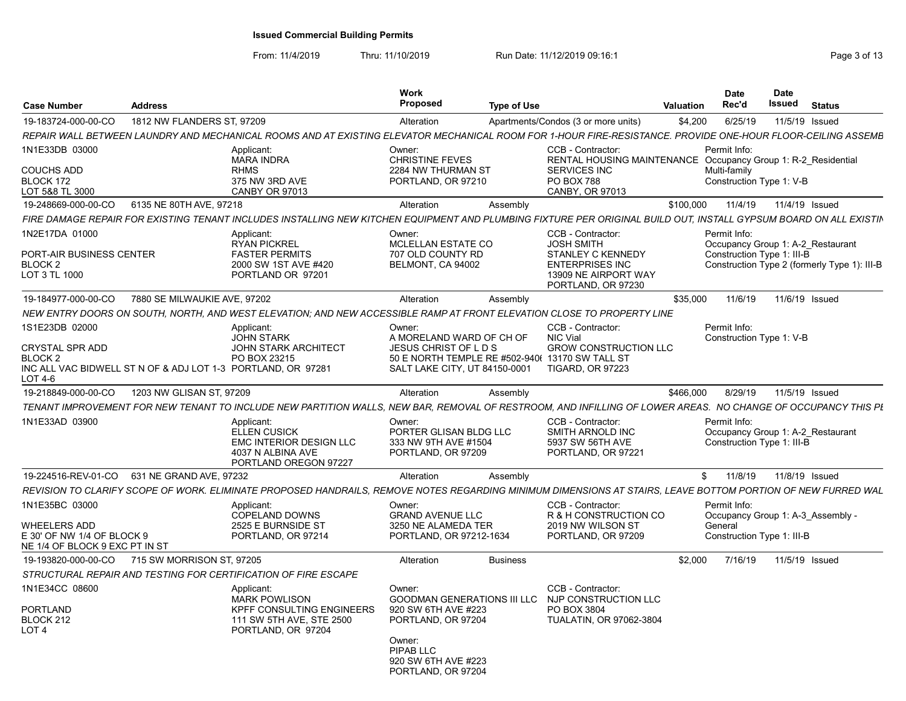**Issued Commercial Building Permits**

From: 11/4/2019 Thru: 11/10/2019 Run Date: 11/12/2019 09:16:1

| Case Number | Address | Work Proposed | Type of Use | Valuation | Date Rec'd | Date Issued | Status |
|---|---|---|---|---|---|---|---|
| 19-183724-000-00-CO | 1812 NW FLANDERS ST, 97209 | Alteration | Apartments/Condos (3 or more units) | $4,200 | 6/25/19 | 11/5/19 | Issued |

*REPAIR WALL BETWEEN LAUNDRY AND MECHANICAL ROOMS AND AT EXISTING ELEVATOR MECHANICAL ROOM FOR 1-HOUR FIRE-RESISTANCE. PROVIDE ONE-HOUR FLOOR-CEILING ASSEMB*

1N1E33DB 03000
COUCHS ADD
BLOCK 172
LOT 5&8 TL 3000

Applicant: MARA INDRA, RHMS, 375 NW 3RD AVE, CANBY OR 97013

Owner: CHRISTINE FEVES, 2284 NW THURMAN ST, PORTLAND, OR 97210

CCB - Contractor: RENTAL HOUSING MAINTENANCE SERVICES INC, PO BOX 788, CANBY, OR 97013

Permit Info: Occupancy Group 1: R-2_Residential Multi-family; Construction Type 1: V-B

| Case Number | Address | Work Proposed | Type of Use | Valuation | Date Rec'd | Date Issued | Status |
|---|---|---|---|---|---|---|---|
| 19-248669-000-00-CO | 6135 NE 80TH AVE, 97218 | Alteration | Assembly | $100,000 | 11/4/19 | 11/4/19 | Issued |

*FIRE DAMAGE REPAIR FOR EXISTING TENANT INCLUDES INSTALLING NEW KITCHEN EQUIPMENT AND PLUMBING FIXTURE PER ORIGINAL BUILD OUT, INSTALL GYPSUM BOARD ON ALL EXISTIN*

1N2E17DA 01000
PORT-AIR BUSINESS CENTER
BLOCK 2
LOT 3 TL 1000

Applicant: RYAN PICKREL, FASTER PERMITS, 2000 SW 1ST AVE #420, PORTLAND OR 97201

Owner: MCLELLAN ESTATE CO, 707 OLD COUNTY RD, BELMONT, CA 94002

CCB - Contractor: JOSH SMITH, STANLEY C KENNEDY ENTERPRISES INC, 13909 NE AIRPORT WAY, PORTLAND, OR 97230

Permit Info: Occupancy Group 1: A-2_Restaurant; Construction Type 1: III-B; Construction Type 2 (formerly Type 1): III-B

| Case Number | Address | Work Proposed | Type of Use | Valuation | Date Rec'd | Date Issued | Status |
|---|---|---|---|---|---|---|---|
| 19-184977-000-00-CO | 7880 SE MILWAUKIE AVE, 97202 | Alteration | Assembly | $35,000 | 11/6/19 | 11/6/19 | Issued |

*NEW ENTRY DOORS ON SOUTH, NORTH, AND WEST ELEVATION; AND NEW ACCESSIBLE RAMP AT FRONT ELEVATION CLOSE TO PROPERTY LINE*

1S1E23DB 02000
CRYSTAL SPR ADD
BLOCK 2
INC ALL VAC BIDWELL ST N OF & ADJ LOT 1-3 LOT 4-6

Applicant: JOHN STARK, JOHN STARK ARCHITECT, PO BOX 23215, PORTLAND, OR 97281

Owner: A MORELAND WARD OF CH OF JESUS CHRIST OF L D S, 50 E NORTH TEMPLE RE #502-940(, SALT LAKE CITY, UT 84150-0001

CCB - Contractor: NIC Vial, GROW CONSTRUCTION LLC, 13170 SW TALL ST, TIGARD, OR 97223

Permit Info: Construction Type 1: V-B

| Case Number | Address | Work Proposed | Type of Use | Valuation | Date Rec'd | Date Issued | Status |
|---|---|---|---|---|---|---|---|
| 19-218849-000-00-CO | 1203 NW GLISAN ST, 97209 | Alteration | Assembly | $466,000 | 8/29/19 | 11/5/19 | Issued |

*TENANT IMPROVEMENT FOR NEW TENANT TO INCLUDE NEW PARTITION WALLS, NEW BAR, REMOVAL OF RESTROOM, AND INFILLING OF LOWER AREAS. NO CHANGE OF OCCUPANCY THIS PE*

1N1E33AD 03900

Applicant: ELLEN CUSICK, EMC INTERIOR DESIGN LLC, 4037 N ALBINA AVE, PORTLAND OREGON 97227

Owner: PORTER GLISAN BLDG LLC, 333 NW 9TH AVE #1504, PORTLAND, OR 97209

CCB - Contractor: SMITH ARNOLD INC, 5937 SW 56TH AVE, PORTLAND, OR 97221

Permit Info: Occupancy Group 1: A-2_Restaurant; Construction Type 1: III-B

| Case Number | Address | Work Proposed | Type of Use | Valuation | Date Rec'd | Date Issued | Status |
|---|---|---|---|---|---|---|---|
| 19-224516-REV-01-CO | 631 NE GRAND AVE, 97232 | Alteration | Assembly | $ | 11/8/19 | 11/8/19 | Issued |

*REVISION TO CLARIFY SCOPE OF WORK. ELIMINATE PROPOSED HANDRAILS, REMOVE NOTES REGARDING MINIMUM DIMENSIONS AT STAIRS, LEAVE BOTTOM PORTION OF NEW FURRED WAL*

1N1E35BC 03000
WHEELERS ADD
E 30' OF NW 1/4 OF BLOCK 9
NE 1/4 OF BLOCK 9 EXC PT IN ST

Applicant: COPELAND DOWNS, 2525 E BURNSIDE ST, PORTLAND, OR 97214

Owner: GRAND AVENUE LLC, 3250 NE ALAMEDA TER, PORTLAND, OR 97212-1634

CCB - Contractor: R & H CONSTRUCTION CO, 2019 NW WILSON ST, PORTLAND, OR 97209

Permit Info: Occupancy Group 1: A-3_Assembly - General; Construction Type 1: III-B

| Case Number | Address | Work Proposed | Type of Use | Valuation | Date Rec'd | Date Issued | Status |
|---|---|---|---|---|---|---|---|
| 19-193820-000-00-CO | 715 SW MORRISON ST, 97205 | Alteration | Business | $2,000 | 7/16/19 | 11/5/19 | Issued |

*STRUCTURAL REPAIR AND TESTING FOR CERTIFICATION OF FIRE ESCAPE*

1N1E34CC 08600
PORTLAND
BLOCK 212
LOT 4

Applicant: MARK POWLISON, KPFF CONSULTING ENGINEERS, 111 SW 5TH AVE, STE 2500, PORTLAND, OR 97204

Owner: GOODMAN GENERATIONS III LLC, 920 SW 6TH AVE #223, PORTLAND, OR 97204

Owner: PIPAB LLC, 920 SW 6TH AVE #223, PORTLAND, OR 97204

CCB - Contractor: NJP CONSTRUCTION LLC, PO BOX 3804, TUALATIN, OR 97062-3804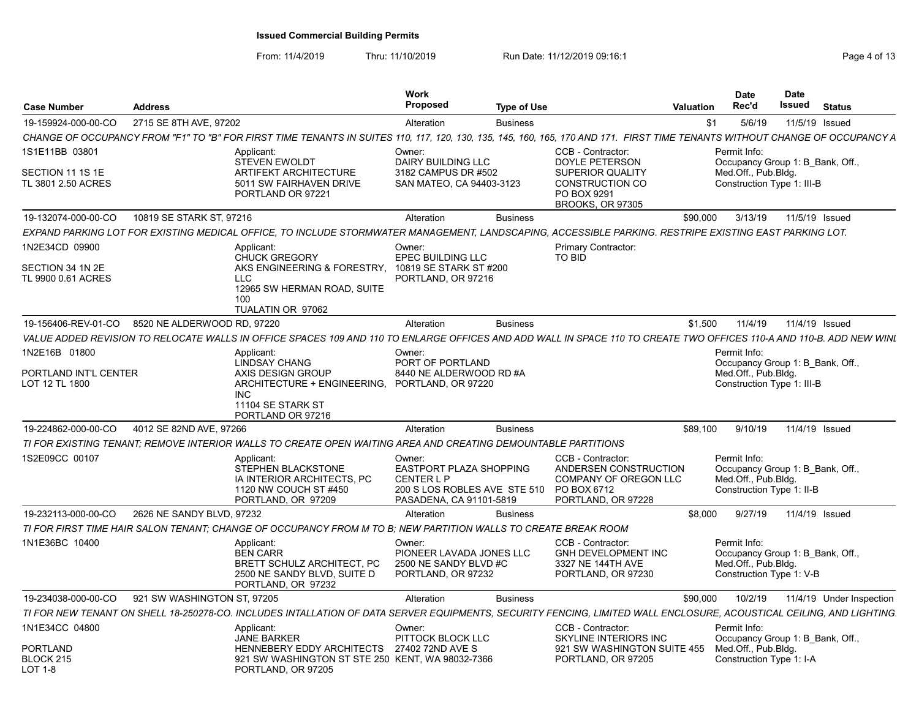# Issued Commercial Building Permits

From: 11/4/2019 Thru: 11/10/2019 Run Date: 11/12/2019 09:16:1

| Case Number | Address | Work Proposed | Type of Use | Valuation | Date Rec'd | Date Issued | Status |
|---|---|---|---|---|---|---|---|
| 19-159924-000-00-CO | 2715 SE 8TH AVE, 97202 | Alteration | Business | $1 | 5/6/19 | 11/5/19 | Issued |

*CHANGE OF OCCUPANCY FROM "F1" TO "B" FOR FIRST TIME TENANTS IN SUITES 110, 117, 120, 130, 135, 145, 160, 165, 170 AND 171. FIRST TIME TENANTS WITHOUT CHANGE OF OCCUPANCY A*

1S1E11BB 03801
SECTION 11 1S 1E
TL 3801 2.50 ACRES

Applicant:
STEVEN EWOLDT
ARTIFEKT ARCHITECTURE
5011 SW FAIRHAVEN DRIVE
PORTLAND OR 97221

Owner:
DAIRY BUILDING LLC
3182 CAMPUS DR #502
SAN MATEO, CA 94403-3123

CCB - Contractor:
DOYLE PETERSON
SUPERIOR QUALITY
CONSTRUCTION CO
PO BOX 9291
BROOKS, OR 97305

Permit Info:
Occupancy Group 1: B_Bank, Off., Med.Off., Pub.Bldg.
Construction Type 1: III-B

---

| Case Number | Address | Work Proposed | Type of Use | Valuation | Date Rec'd | Date Issued | Status |
|---|---|---|---|---|---|---|---|
| 19-132074-000-00-CO | 10819 SE STARK ST, 97216 | Alteration | Business | $90,000 | 3/13/19 | 11/5/19 | Issued |

*EXPAND PARKING LOT FOR EXISTING MEDICAL OFFICE, TO INCLUDE STORMWATER MANAGEMENT, LANDSCAPING, ACCESSIBLE PARKING. RESTRIPE EXISTING EAST PARKING LOT.*

1N2E34CD 09900
SECTION 34 1N 2E
TL 9900 0.61 ACRES

Applicant:
CHUCK GREGORY
AKS ENGINEERING & FORESTRY, LLC
12965 SW HERMAN ROAD, SUITE 100
TUALATIN OR 97062

Owner:
EPEC BUILDING LLC
10819 SE STARK ST #200
PORTLAND, OR 97216

Primary Contractor:
TO BID

---

| Case Number | Address | Work Proposed | Type of Use | Valuation | Date Rec'd | Date Issued | Status |
|---|---|---|---|---|---|---|---|
| 19-156406-REV-01-CO | 8520 NE ALDERWOOD RD, 97220 | Alteration | Business | $1,500 | 11/4/19 | 11/4/19 | Issued |

*VALUE ADDED REVISION TO RELOCATE WALLS IN OFFICE SPACES 109 AND 110 TO ENLARGE OFFICES AND ADD WALL IN SPACE 110 TO CREATE TWO OFFICES 110-A AND 110-B. ADD NEW WINI*

1N2E16B 01800
PORTLAND INT'L CENTER
LOT 12 TL 1800

Applicant:
LINDSAY CHANG
AXIS DESIGN GROUP
ARCHITECTURE + ENGINEERING, INC
11104 SE STARK ST
PORTLAND OR 97216

Owner:
PORT OF PORTLAND
8440 NE ALDERWOOD RD #A
PORTLAND, OR 97220

Permit Info:
Occupancy Group 1: B_Bank, Off., Med.Off., Pub.Bldg.
Construction Type 1: III-B

---

| Case Number | Address | Work Proposed | Type of Use | Valuation | Date Rec'd | Date Issued | Status |
|---|---|---|---|---|---|---|---|
| 19-224862-000-00-CO | 4012 SE 82ND AVE, 97266 | Alteration | Business | $89,100 | 9/10/19 | 11/4/19 | Issued |

*TI FOR EXISTING TENANT; REMOVE INTERIOR WALLS TO CREATE OPEN WAITING AREA AND CREATING DEMOUNTABLE PARTITIONS*

1S2E09CC 00107

Applicant:
STEPHEN BLACKSTONE
IA INTERIOR ARCHITECTS, PC
1120 NW COUCH ST #450
PORTLAND, OR 97209

Owner:
EASTPORT PLAZA SHOPPING CENTER L P
200 S LOS ROBLES AVE STE 510
PASADENA, CA 91101-5819

CCB - Contractor:
ANDERSEN CONSTRUCTION COMPANY OF OREGON LLC
PO BOX 6712
PORTLAND, OR 97228

Permit Info:
Occupancy Group 1: B_Bank, Off., Med.Off., Pub.Bldg.
Construction Type 1: II-B

---

| Case Number | Address | Work Proposed | Type of Use | Valuation | Date Rec'd | Date Issued | Status |
|---|---|---|---|---|---|---|---|
| 19-232113-000-00-CO | 2626 NE SANDY BLVD, 97232 | Alteration | Business | $8,000 | 9/27/19 | 11/4/19 | Issued |

*TI FOR FIRST TIME HAIR SALON TENANT; CHANGE OF OCCUPANCY FROM M TO B; NEW PARTITION WALLS TO CREATE BREAK ROOM*

1N1E36BC 10400

Applicant:
BEN CARR
BRETT SCHULZ ARCHITECT, PC
2500 NE SANDY BLVD, SUITE D
PORTLAND, OR 97232

Owner:
PIONEER LAVADA JONES LLC
2500 NE SANDY BLVD #C
PORTLAND, OR 97232

CCB - Contractor:
GNH DEVELOPMENT INC
3327 NE 144TH AVE
PORTLAND, OR 97230

Permit Info:
Occupancy Group 1: B_Bank, Off., Med.Off., Pub.Bldg.
Construction Type 1: V-B

---

| Case Number | Address | Work Proposed | Type of Use | Valuation | Date Rec'd | Date Issued | Status |
|---|---|---|---|---|---|---|---|
| 19-234038-000-00-CO | 921 SW WASHINGTON ST, 97205 | Alteration | Business | $90,000 | 10/2/19 | 11/4/19 | Under Inspection |

*TI FOR NEW TENANT ON SHELL 18-250278-CO. INCLUDES INTALLATION OF DATA SERVER EQUIPMENTS, SECURITY FENCING, LIMITED WALL ENCLOSURE, ACOUSTICAL CEILING, AND LIGHTING.*

1N1E34CC 04800
PORTLAND
BLOCK 215
LOT 1-8

Applicant:
JANE BARKER
HENNEBERY EDDY ARCHITECTS
921 SW WASHINGTON ST STE 250
PORTLAND, OR 97205

Owner:
PITTOCK BLOCK LLC
27402 72ND AVE S
KENT, WA 98032-7366

CCB - Contractor:
SKYLINE INTERIORS INC
921 SW WASHINGTON SUITE 455
PORTLAND, OR 97205

Permit Info:
Occupancy Group 1: B_Bank, Off., Med.Off., Pub.Bldg.
Construction Type 1: I-A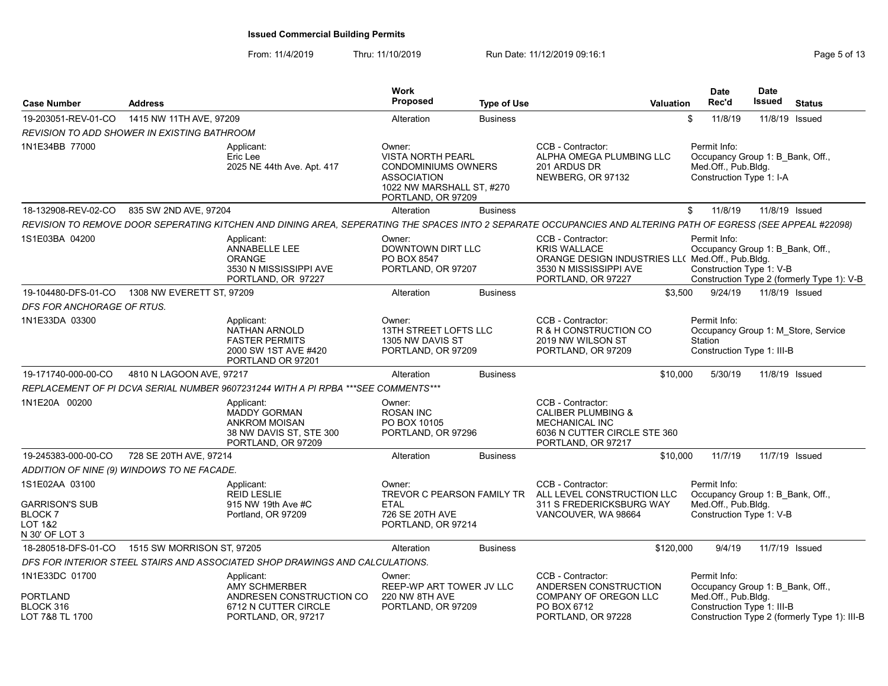**Issued Commercial Building Permits**

From: 11/4/2019 Thru: 11/10/2019 Run Date: 11/12/2019 09:16:1

| Case Number | Address | Work Proposed | Type of Use | Valuation | Date Rec'd | Date Issued | Status |
|---|---|---|---|---|---|---|---|
| 19-203051-REV-01-CO | 1415 NW 11TH AVE, 97209 | Alteration | Business | $ | 11/8/19 | 11/8/19 | Issued |

*REVISION TO ADD SHOWER IN EXISTING BATHROOM*

1N1E34BB 77000

Applicant: Eric Lee, 2025 NE 44th Ave. Apt. 417

Owner: VISTA NORTH PEARL CONDOMINIUMS OWNERS ASSOCIATION, 1022 NW MARSHALL ST, #270, PORTLAND, OR 97209

CCB - Contractor: ALPHA OMEGA PLUMBING LLC, 201 ARDUS DR, NEWBERG, OR 97132

Permit Info: Occupancy Group 1: B_Bank, Off., Med.Off., Pub.Bldg. Construction Type 1: I-A

---

| Case Number | Address | Work Proposed | Type of Use | Valuation | Date Rec'd | Date Issued | Status |
|---|---|---|---|---|---|---|---|
| 18-132908-REV-02-CO | 835 SW 2ND AVE, 97204 | Alteration | Business | $ | 11/8/19 | 11/8/19 | Issued |

*REVISION TO REMOVE DOOR SEPERATING KITCHEN AND DINING AREA, SEPERATING THE SPACES INTO 2 SEPARATE OCCUPANCIES AND ALTERING PATH OF EGRESS (SEE APPEAL #22098)*

1S1E03BA 04200

Applicant: ANNABELLE LEE, ORANGE, 3530 N MISSISSIPPI AVE, PORTLAND, OR 97227

Owner: DOWNTOWN DIRT LLC, PO BOX 8547, PORTLAND, OR 97207

CCB - Contractor: KRIS WALLACE, ORANGE DESIGN INDUSTRIES LL(, 3530 N MISSISSIPPI AVE, PORTLAND, OR 97227

Permit Info: Occupancy Group 1: B_Bank, Off., Med.Off., Pub.Bldg. Construction Type 1: V-B Construction Type 2 (formerly Type 1): V-B

---

| Case Number | Address | Work Proposed | Type of Use | Valuation | Date Rec'd | Date Issued | Status |
|---|---|---|---|---|---|---|---|
| 19-104480-DFS-01-CO | 1308 NW EVERETT ST, 97209 | Alteration | Business | $3,500 | 9/24/19 | 11/8/19 | Issued |

*DFS FOR ANCHORAGE OF RTUS.*

1N1E33DA 03300

Applicant: NATHAN ARNOLD, FASTER PERMITS, 2000 SW 1ST AVE #420, PORTLAND OR 97201

Owner: 13TH STREET LOFTS LLC, 1305 NW DAVIS ST, PORTLAND, OR 97209

CCB - Contractor: R & H CONSTRUCTION CO, 2019 NW WILSON ST, PORTLAND, OR 97209

Permit Info: Occupancy Group 1: M_Store, Service Station Construction Type 1: III-B

---

| Case Number | Address | Work Proposed | Type of Use | Valuation | Date Rec'd | Date Issued | Status |
|---|---|---|---|---|---|---|---|
| 19-171740-000-00-CO | 4810 N LAGOON AVE, 97217 | Alteration | Business | $10,000 | 5/30/19 | 11/8/19 | Issued |

*REPLACEMENT OF PI DCVA SERIAL NUMBER 9607231244 WITH A PI RPBA ***SEE COMMENTS****

1N1E20A 00200

Applicant: MADDY GORMAN, ANKROM MOISAN, 38 NW DAVIS ST, STE 300, PORTLAND, OR 97209

Owner: ROSAN INC, PO BOX 10105, PORTLAND, OR 97296

CCB - Contractor: CALIBER PLUMBING & MECHANICAL INC, 6036 N CUTTER CIRCLE STE 360, PORTLAND, OR 97217

---

| Case Number | Address | Work Proposed | Type of Use | Valuation | Date Rec'd | Date Issued | Status |
|---|---|---|---|---|---|---|---|
| 19-245383-000-00-CO | 728 SE 20TH AVE, 97214 | Alteration | Business | $10,000 | 11/7/19 | 11/7/19 | Issued |

*ADDITION OF NINE (9) WINDOWS TO NE FACADE.*

1S1E02AA 03100

GARRISON'S SUB
BLOCK 7
LOT 1&2
N 30' OF LOT 3

Applicant: REID LESLIE, 915 NW 19th Ave #C, Portland, OR 97209

Owner: TREVOR C PEARSON FAMILY TR ETAL, 726 SE 20TH AVE, PORTLAND, OR 97214

CCB - Contractor: ALL LEVEL CONSTRUCTION LLC, 311 S FREDERICKSBURG WAY, VANCOUVER, WA 98664

Permit Info: Occupancy Group 1: B_Bank, Off., Med.Off., Pub.Bldg. Construction Type 1: V-B

---

| Case Number | Address | Work Proposed | Type of Use | Valuation | Date Rec'd | Date Issued | Status |
|---|---|---|---|---|---|---|---|
| 18-280518-DFS-01-CO | 1515 SW MORRISON ST, 97205 | Alteration | Business | $120,000 | 9/4/19 | 11/7/19 | Issued |

*DFS FOR INTERIOR STEEL STAIRS AND ASSOCIATED SHOP DRAWINGS AND CALCULATIONS.*

1N1E33DC 01700

PORTLAND
BLOCK 316
LOT 7&8 TL 1700

Applicant: AMY SCHMERBER, ANDRESEN CONSTRUCTION CO, 6712 N CUTTER CIRCLE, PORTLAND, OR, 97217

Owner: REEP-WP ART TOWER JV LLC, 220 NW 8TH AVE, PORTLAND, OR 97209

CCB - Contractor: ANDERSEN CONSTRUCTION COMPANY OF OREGON LLC, PO BOX 6712, PORTLAND, OR 97228

Permit Info: Occupancy Group 1: B_Bank, Off., Med.Off., Pub.Bldg. Construction Type 1: III-B Construction Type 2 (formerly Type 1): III-B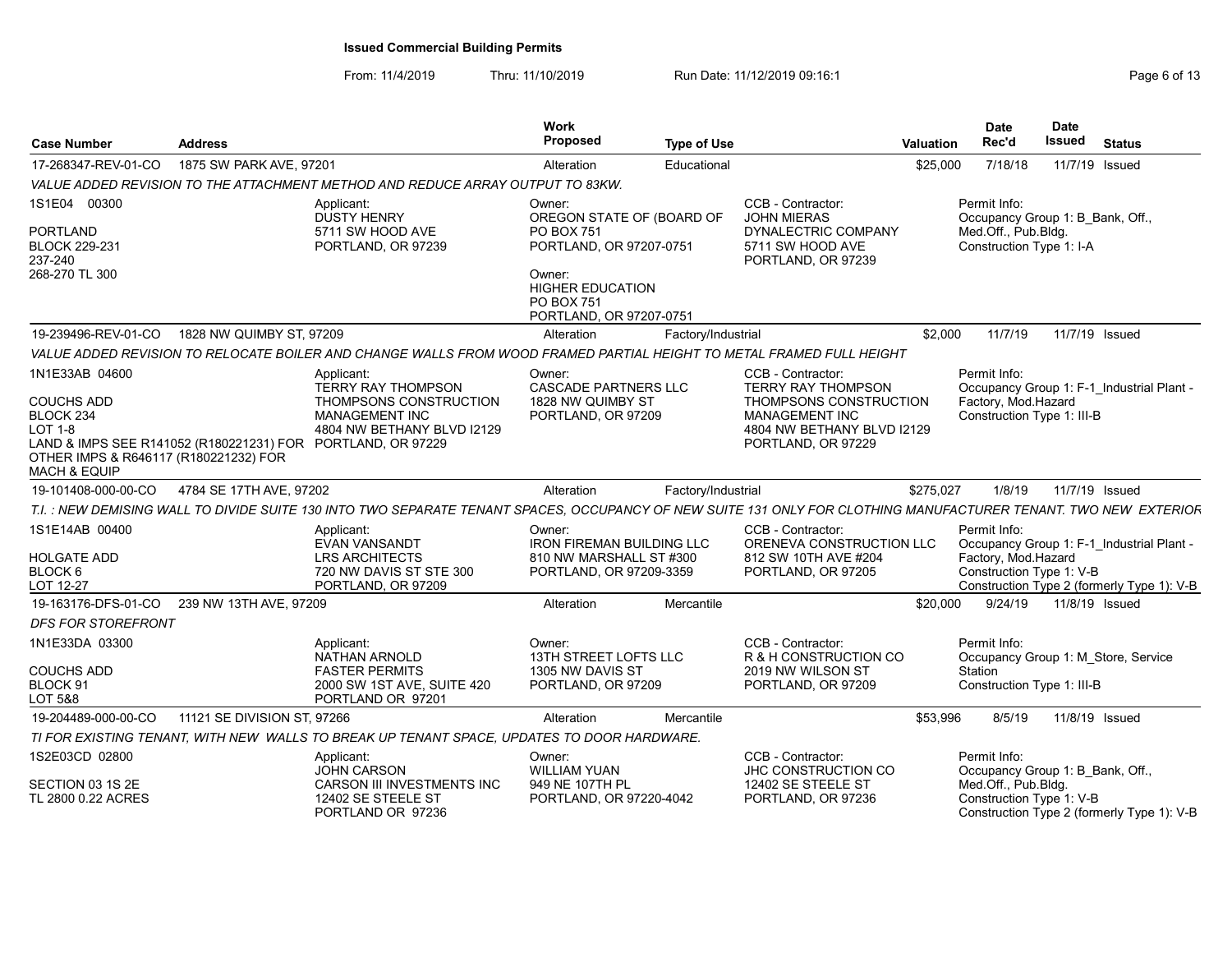**Issued Commercial Building Permits**

From: 11/4/2019 Thru: 11/10/2019 Run Date: 11/12/2019 09:16:1

| Case Number | Address | | Work Proposed | Type of Use | | Valuation | Date Rec'd | Date Issued | Status |
|---|---|---|---|---|---|---|---|---|---|
| 17-268347-REV-01-CO | 1875 SW PARK AVE, 97201 | | Alteration | Educational | | $25,000 | 7/18/18 | 11/7/19 | Issued |
| *VALUE ADDED REVISION TO THE ATTACHMENT METHOD AND REDUCE ARRAY OUTPUT TO 83KW.* | | | | | | | | | |
| 1S1E04 00300<br><br>PORTLAND<br>BLOCK 229-231<br>237-240<br>268-270 TL 300 | | Applicant:<br>DUSTY HENRY<br>5711 SW HOOD AVE<br>PORTLAND, OR 97239 | Owner:<br>OREGON STATE OF (BOARD OF<br>PO BOX 751<br>PORTLAND, OR 97207-0751<br><br>Owner:<br>HIGHER EDUCATION<br>PO BOX 751<br>PORTLAND, OR 97207-0751 | | CCB - Contractor:<br>JOHN MIERAS<br>DYNALECTRIC COMPANY<br>5711 SW HOOD AVE<br>PORTLAND, OR 97239 | | Permit Info:<br>Occupancy Group 1: B_Bank, Off., Med.Off., Pub.Bldg.<br>Construction Type 1: I-A | | |
| 19-239496-REV-01-CO | 1828 NW QUIMBY ST, 97209 | | Alteration | Factory/Industrial | | $2,000 | 11/7/19 | 11/7/19 | Issued |
| *VALUE ADDED REVISION TO RELOCATE BOILER AND CHANGE WALLS FROM WOOD FRAMED PARTIAL HEIGHT TO METAL FRAMED FULL HEIGHT* | | | | | | | | | |
| 1N1E33AB 04600<br><br>COUCHS ADD<br>BLOCK 234<br>LOT 1-8<br>LAND & IMPS SEE R141052 (R180221231) FOR OTHER IMPS & R646117 (R180221232) FOR MACH & EQUIP | | Applicant:<br>TERRY RAY THOMPSON<br>THOMPSONS CONSTRUCTION MANAGEMENT INC<br>4804 NW BETHANY BLVD I2129<br>PORTLAND, OR 97229 | Owner:<br>CASCADE PARTNERS LLC<br>1828 NW QUIMBY ST<br>PORTLAND, OR 97209 | | CCB - Contractor:<br>TERRY RAY THOMPSON<br>THOMPSONS CONSTRUCTION MANAGEMENT INC<br>4804 NW BETHANY BLVD I2129<br>PORTLAND, OR 97229 | | Permit Info:<br>Occupancy Group 1: F-1_Industrial Plant - Factory, Mod.Hazard<br>Construction Type 1: III-B | | |
| 19-101408-000-00-CO | 4784 SE 17TH AVE, 97202 | | Alteration | Factory/Industrial | | $275,027 | 1/8/19 | 11/7/19 | Issued |
| *T.I. : NEW DEMISING WALL TO DIVIDE SUITE 130 INTO TWO SEPARATE TENANT SPACES, OCCUPANCY OF NEW SUITE 131 ONLY FOR CLOTHING MANUFACTURER TENANT. TWO NEW EXTERIOR* | | | | | | | | | |
| 1S1E14AB 00400<br><br>HOLGATE ADD<br>BLOCK 6<br>LOT 12-27 | | Applicant:<br>EVAN VANSANDT<br>LRS ARCHITECTS<br>720 NW DAVIS ST STE 300<br>PORTLAND, OR 97209 | Owner:<br>IRON FIREMAN BUILDING LLC<br>810 NW MARSHALL ST #300<br>PORTLAND, OR 97209-3359 | | CCB - Contractor:<br>ORENEVA CONSTRUCTION LLC<br>812 SW 10TH AVE #204<br>PORTLAND, OR 97205 | | Permit Info:<br>Occupancy Group 1: F-1_Industrial Plant - Factory, Mod.Hazard<br>Construction Type 1: V-B<br>Construction Type 2 (formerly Type 1): V-B | | |
| 19-163176-DFS-01-CO | 239 NW 13TH AVE, 97209 | | Alteration | Mercantile | | $20,000 | 9/24/19 | 11/8/19 | Issued |
| *DFS FOR STOREFRONT* | | | | | | | | | |
| 1N1E33DA 03300<br><br>COUCHS ADD<br>BLOCK 91<br>LOT 5&8 | | Applicant:<br>NATHAN ARNOLD<br>FASTER PERMITS<br>2000 SW 1ST AVE, SUITE 420<br>PORTLAND OR 97201 | Owner:<br>13TH STREET LOFTS LLC<br>1305 NW DAVIS ST<br>PORTLAND, OR 97209 | | CCB - Contractor:<br>R & H CONSTRUCTION CO<br>2019 NW WILSON ST<br>PORTLAND, OR 97209 | | Permit Info:<br>Occupancy Group 1: M_Store, Service Station<br>Construction Type 1: III-B | | |
| 19-204489-000-00-CO | 11121 SE DIVISION ST, 97266 | | Alteration | Mercantile | | $53,996 | 8/5/19 | 11/8/19 | Issued |
| *TI FOR EXISTING TENANT, WITH NEW WALLS TO BREAK UP TENANT SPACE, UPDATES TO DOOR HARDWARE.* | | | | | | | | | |
| 1S2E03CD 02800<br><br>SECTION 03 1S 2E<br>TL 2800 0.22 ACRES | | Applicant:<br>JOHN CARSON<br>CARSON III INVESTMENTS INC<br>12402 SE STEELE ST<br>PORTLAND OR 97236 | Owner:<br>WILLIAM YUAN<br>949 NE 107TH PL<br>PORTLAND, OR 97220-4042 | | CCB - Contractor:<br>JHC CONSTRUCTION CO<br>12402 SE STEELE ST<br>PORTLAND, OR 97236 | | Permit Info:<br>Occupancy Group 1: B_Bank, Off., Med.Off., Pub.Bldg.<br>Construction Type 1: V-B<br>Construction Type 2 (formerly Type 1): V-B | | |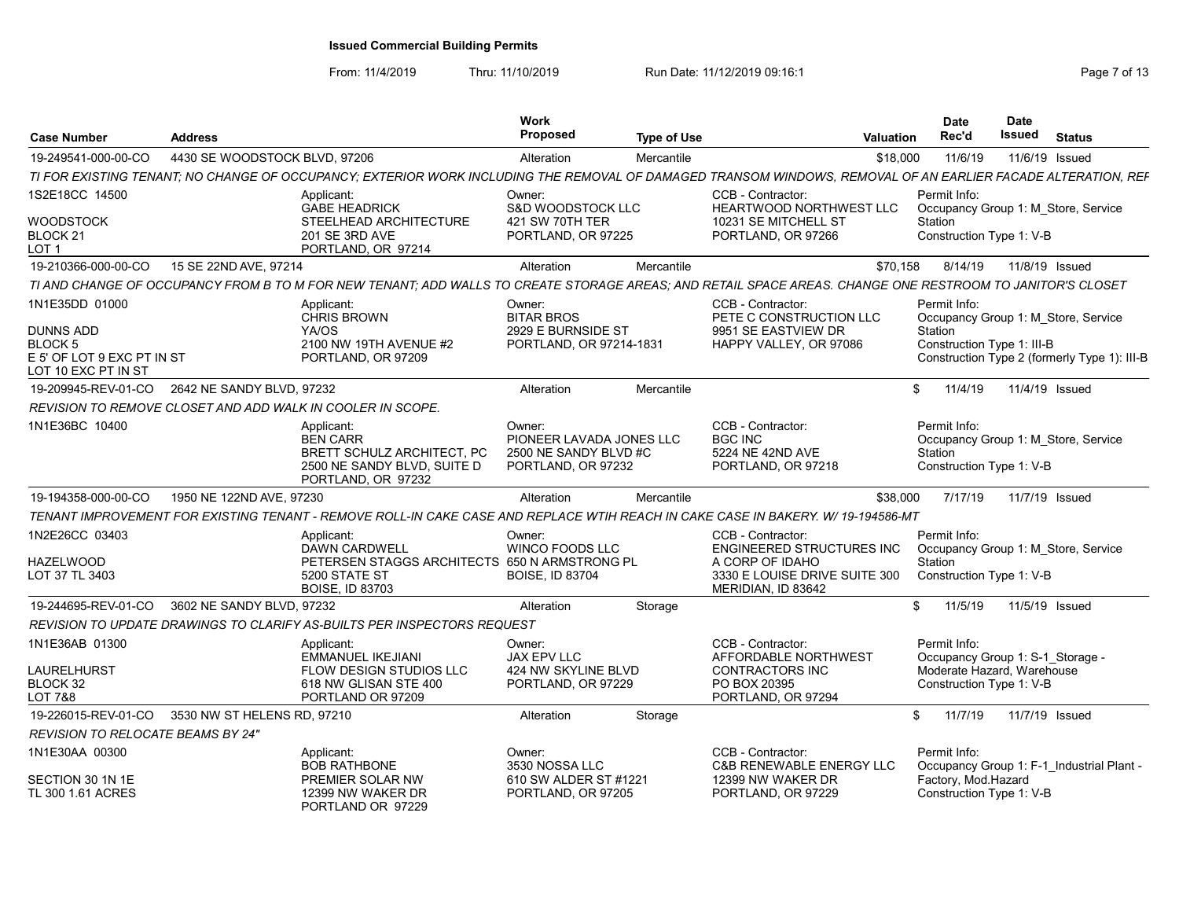**Issued Commercial Building Permits**

From: 11/4/2019 Thru: 11/10/2019 Run Date: 11/12/2019 09:16:1

| Case Number | Address | Work Proposed | Type of Use | Valuation | Date Rec'd | Date Issued | Status |
|---|---|---|---|---|---|---|---|
| 19-249541-000-00-CO | 4430 SE WOODSTOCK BLVD, 97206 | Alteration | Mercantile | $18,000 | 11/6/19 | 11/6/19 | Issued |

TI FOR EXISTING TENANT; NO CHANGE OF OCCUPANCY; EXTERIOR WORK INCLUDING THE REMOVAL OF DAMAGED TRANSOM WINDOWS, REMOVAL OF AN EARLIER FACADE ALTERATION, REF

1S2E18CC 14500
WOODSTOCK
BLOCK 21
LOT 1

Applicant: GABE HEADRICK, STEELHEAD ARCHITECTURE, 201 SE 3RD AVE, PORTLAND, OR 97214

Owner: S&D WOODSTOCK LLC, 421 SW 70TH TER, PORTLAND, OR 97225

CCB - Contractor: HEARTWOOD NORTHWEST LLC, 10231 SE MITCHELL ST, PORTLAND, OR 97266

Permit Info: Occupancy Group 1: M_Store, Service Station; Construction Type 1: V-B

| Case Number | Address | Work Proposed | Type of Use | Valuation | Date Rec'd | Date Issued | Status |
|---|---|---|---|---|---|---|---|
| 19-210366-000-00-CO | 15 SE 22ND AVE, 97214 | Alteration | Mercantile | $70,158 | 8/14/19 | 11/8/19 | Issued |

TI AND CHANGE OF OCCUPANCY FROM B TO M FOR NEW TENANT; ADD WALLS TO CREATE STORAGE AREAS; AND RETAIL SPACE AREAS. CHANGE ONE RESTROOM TO JANITOR'S CLOSET

1N1E35DD 01000
DUNNS ADD
BLOCK 5
E 5' OF LOT 9 EXC PT IN ST
LOT 10 EXC PT IN ST

Applicant: CHRIS BROWN, YA/OS, 2100 NW 19TH AVENUE #2, PORTLAND, OR 97209

Owner: BITAR BROS, 2929 E BURNSIDE ST, PORTLAND, OR 97214-1831

CCB - Contractor: PETE C CONSTRUCTION LLC, 9951 SE EASTVIEW DR, HAPPY VALLEY, OR 97086

Permit Info: Occupancy Group 1: M_Store, Service Station; Construction Type 1: III-B; Construction Type 2 (formerly Type 1): III-B

| Case Number | Address | Work Proposed | Type of Use | Valuation | Date Rec'd | Date Issued | Status |
|---|---|---|---|---|---|---|---|
| 19-209945-REV-01-CO | 2642 NE SANDY BLVD, 97232 | Alteration | Mercantile | $ | 11/4/19 | 11/4/19 | Issued |

REVISION TO REMOVE CLOSET AND ADD WALK IN COOLER IN SCOPE.

1N1E36BC 10400

Applicant: BEN CARR, BRETT SCHULZ ARCHITECT, PC, 2500 NE SANDY BLVD, SUITE D, PORTLAND, OR 97232

Owner: PIONEER LAVADA JONES LLC, 2500 NE SANDY BLVD #C, PORTLAND, OR 97232

CCB - Contractor: BGC INC, 5224 NE 42ND AVE, PORTLAND, OR 97218

Permit Info: Occupancy Group 1: M_Store, Service Station; Construction Type 1: V-B

| Case Number | Address | Work Proposed | Type of Use | Valuation | Date Rec'd | Date Issued | Status |
|---|---|---|---|---|---|---|---|
| 19-194358-000-00-CO | 1950 NE 122ND AVE, 97230 | Alteration | Mercantile | $38,000 | 7/17/19 | 11/7/19 | Issued |

TENANT IMPROVEMENT FOR EXISTING TENANT - REMOVE ROLL-IN CAKE CASE AND REPLACE WTIH REACH IN CAKE CASE IN BAKERY. W/ 19-194586-MT

1N2E26CC 03403
HAZELWOOD
LOT 37 TL 3403

Applicant: DAWN CARDWELL, PETERSEN STAGGS ARCHITECTS, 5200 STATE ST, BOISE, ID 83703

Owner: WINCO FOODS LLC, 650 N ARMSTRONG PL, BOISE, ID 83704

CCB - Contractor: ENGINEERED STRUCTURES INC A CORP OF IDAHO, 3330 E LOUISE DRIVE SUITE 300, MERIDIAN, ID 83642

Permit Info: Occupancy Group 1: M_Store, Service Station; Construction Type 1: V-B

| Case Number | Address | Work Proposed | Type of Use | Valuation | Date Rec'd | Date Issued | Status |
|---|---|---|---|---|---|---|---|
| 19-244695-REV-01-CO | 3602 NE SANDY BLVD, 97232 | Alteration | Storage | $ | 11/5/19 | 11/5/19 | Issued |

REVISION TO UPDATE DRAWINGS TO CLARIFY AS-BUILTS PER INSPECTORS REQUEST

1N1E36AB 01300
LAURELHURST
BLOCK 32
LOT 7&8

Applicant: EMMANUEL IKEJIANI, FLOW DESIGN STUDIOS LLC, 618 NW GLISAN STE 400, PORTLAND OR 97209

Owner: JAX EPV LLC, 424 NW SKYLINE BLVD, PORTLAND, OR 97229

CCB - Contractor: AFFORDABLE NORTHWEST CONTRACTORS INC, PO BOX 20395, PORTLAND, OR 97294

Permit Info: Occupancy Group 1: S-1_Storage - Moderate Hazard, Warehouse; Construction Type 1: V-B

| Case Number | Address | Work Proposed | Type of Use | Valuation | Date Rec'd | Date Issued | Status |
|---|---|---|---|---|---|---|---|
| 19-226015-REV-01-CO | 3530 NW ST HELENS RD, 97210 | Alteration | Storage | $ | 11/7/19 | 11/7/19 | Issued |

REVISION TO RELOCATE BEAMS BY 24"

1N1E30AA 00300
SECTION 30 1N 1E
TL 300 1.61 ACRES

Applicant: BOB RATHBONE, PREMIER SOLAR NW, 12399 NW WAKER DR, PORTLAND OR 97229

Owner: 3530 NOSSA LLC, 610 SW ALDER ST #1221, PORTLAND, OR 97205

CCB - Contractor: C&B RENEWABLE ENERGY LLC, 12399 NW WAKER DR, PORTLAND, OR 97229

Permit Info: Occupancy Group 1: F-1_Industrial Plant - Factory, Mod.Hazard; Construction Type 1: V-B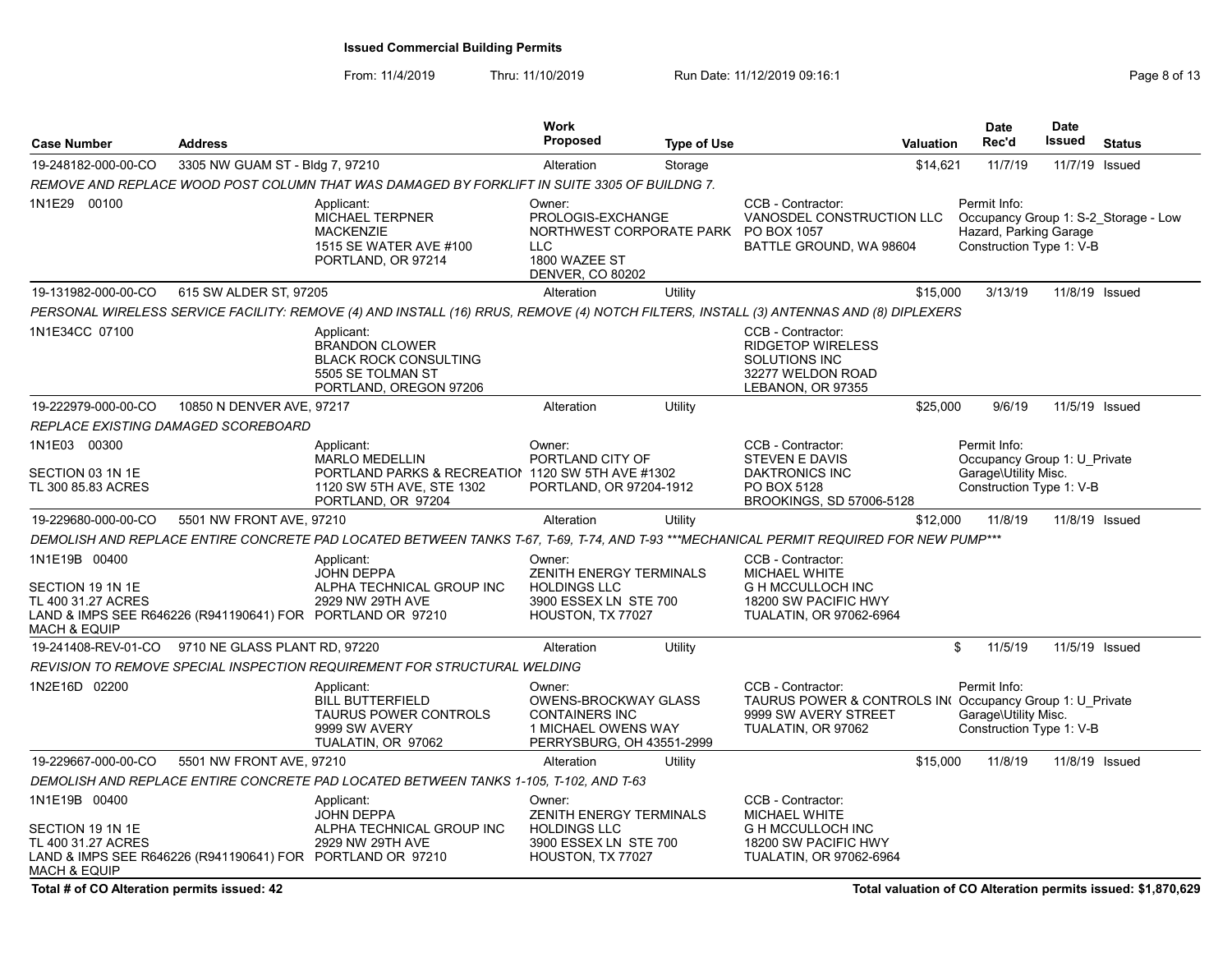**Issued Commercial Building Permits**

From: 11/4/2019 Thru: 11/10/2019 Run Date: 11/12/2019 09:16:1

| Case Number | Address | Work Proposed | Type of Use | Valuation | Date Rec'd | Date Issued | Status |
|---|---|---|---|---|---|---|---|
| 19-248182-000-00-CO | 3305 NW GUAM ST - Bldg 7, 97210 | Alteration | Storage | $14,621 | 11/7/19 | 11/7/19 | Issued |

*REMOVE AND REPLACE WOOD POST COLUMN THAT WAS DAMAGED BY FORKLIFT IN SUITE 3305 OF BUILDNG 7.*

1N1E29 00100

Applicant: MICHAEL TERPNER, MACKENZIE, 1515 SE WATER AVE #100, PORTLAND, OR 97214

Owner: PROLOGIS-EXCHANGE NORTHWEST CORPORATE PARK LLC, 1800 WAZEE ST, DENVER, CO 80202

CCB - Contractor: VANOSDEL CONSTRUCTION LLC, PO BOX 1057, BATTLE GROUND, WA 98604

Permit Info: Occupancy Group 1: S-2_Storage - Low Hazard, Parking Garage; Construction Type 1: V-B

| Case Number | Address | Work Proposed | Type of Use | Valuation | Date Rec'd | Date Issued | Status |
|---|---|---|---|---|---|---|---|
| 19-131982-000-00-CO | 615 SW ALDER ST, 97205 | Alteration | Utility | $15,000 | 3/13/19 | 11/8/19 | Issued |

*PERSONAL WIRELESS SERVICE FACILITY: REMOVE (4) AND INSTALL (16) RRUS, REMOVE (4) NOTCH FILTERS, INSTALL (3) ANTENNAS AND (8) DIPLEXERS*

1N1E34CC 07100

Applicant: BRANDON CLOWER, BLACK ROCK CONSULTING, 5505 SE TOLMAN ST, PORTLAND, OREGON 97206

CCB - Contractor: RIDGETOP WIRELESS SOLUTIONS INC, 32277 WELDON ROAD, LEBANON, OR 97355

| Case Number | Address | Work Proposed | Type of Use | Valuation | Date Rec'd | Date Issued | Status |
|---|---|---|---|---|---|---|---|
| 19-222979-000-00-CO | 10850 N DENVER AVE, 97217 | Alteration | Utility | $25,000 | 9/6/19 | 11/5/19 | Issued |

*REPLACE EXISTING DAMAGED SCOREBOARD*

1N1E03 00300, SECTION 03 1N 1E, TL 300 85.83 ACRES

Applicant: MARLO MEDELLIN, PORTLAND PARKS & RECREATION, 1120 SW 5TH AVE, STE 1302, PORTLAND, OR 97204

Owner: PORTLAND CITY OF, 1120 SW 5TH AVE #1302, PORTLAND, OR 97204-1912

CCB - Contractor: STEVEN E DAVIS, DAKTRONICS INC, PO BOX 5128, BROOKINGS, SD 57006-5128

Permit Info: Occupancy Group 1: U_Private Garage\Utility Misc.; Construction Type 1: V-B

| Case Number | Address | Work Proposed | Type of Use | Valuation | Date Rec'd | Date Issued | Status |
|---|---|---|---|---|---|---|---|
| 19-229680-000-00-CO | 5501 NW FRONT AVE, 97210 | Alteration | Utility | $12,000 | 11/8/19 | 11/8/19 | Issued |

*DEMOLISH AND REPLACE ENTIRE CONCRETE PAD LOCATED BETWEEN TANKS T-67, T-69, T-74, AND T-93 ***MECHANICAL PERMIT REQUIRED FOR NEW PUMP****

1N1E19B 00400, SECTION 19 1N 1E, TL 400 31.27 ACRES, LAND & IMPS SEE R646226 (R941190641) FOR MACH & EQUIP

Applicant: JOHN DEPPA, ALPHA TECHNICAL GROUP INC, 2929 NW 29TH AVE, PORTLAND OR 97210

Owner: ZENITH ENERGY TERMINALS HOLDINGS LLC, 3900 ESSEX LN STE 700, HOUSTON, TX 77027

CCB - Contractor: MICHAEL WHITE, G H MCCULLOCH INC, 18200 SW PACIFIC HWY, TUALATIN, OR 97062-6964

| Case Number | Address | Work Proposed | Type of Use | Valuation | Date Rec'd | Date Issued | Status |
|---|---|---|---|---|---|---|---|
| 19-241408-REV-01-CO | 9710 NE GLASS PLANT RD, 97220 | Alteration | Utility | $ | 11/5/19 | 11/5/19 | Issued |

*REVISION TO REMOVE SPECIAL INSPECTION REQUIREMENT FOR STRUCTURAL WELDING*

1N2E16D 02200

Applicant: BILL BUTTERFIELD, TAURUS POWER CONTROLS, 9999 SW AVERY, TUALATIN, OR 97062

Owner: OWENS-BROCKWAY GLASS CONTAINERS INC, 1 MICHAEL OWENS WAY, PERRYSBURG, OH 43551-2999

CCB - Contractor: TAURUS POWER & CONTROLS IN(, 9999 SW AVERY STREET, TUALATIN, OR 97062

Permit Info: Occupancy Group 1: U_Private Garage\Utility Misc.; Construction Type 1: V-B

| Case Number | Address | Work Proposed | Type of Use | Valuation | Date Rec'd | Date Issued | Status |
|---|---|---|---|---|---|---|---|
| 19-229667-000-00-CO | 5501 NW FRONT AVE, 97210 | Alteration | Utility | $15,000 | 11/8/19 | 11/8/19 | Issued |

*DEMOLISH AND REPLACE ENTIRE CONCRETE PAD LOCATED BETWEEN TANKS 1-105, T-102, AND T-63*

1N1E19B 00400, SECTION 19 1N 1E, TL 400 31.27 ACRES, LAND & IMPS SEE R646226 (R941190641) FOR MACH & EQUIP

Applicant: JOHN DEPPA, ALPHA TECHNICAL GROUP INC, 2929 NW 29TH AVE, PORTLAND OR 97210

Owner: ZENITH ENERGY TERMINALS HOLDINGS LLC, 3900 ESSEX LN STE 700, HOUSTON, TX 77027

CCB - Contractor: MICHAEL WHITE, G H MCCULLOCH INC, 18200 SW PACIFIC HWY, TUALATIN, OR 97062-6964

**Total # of CO Alteration permits issued: 42**

**Total valuation of CO Alteration permits issued: $1,870,629**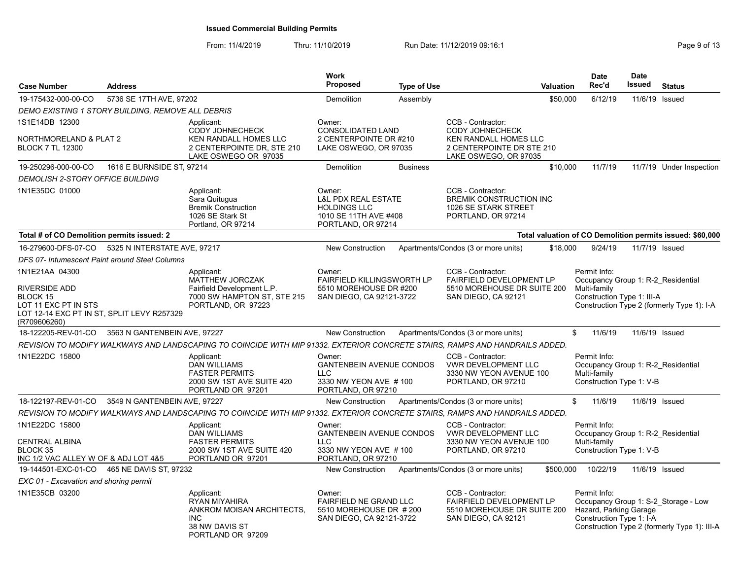**Issued Commercial Building Permits**

From: 11/4/2019 Thru: 11/10/2019 Run Date: 11/12/2019 09:16:1

| Case Number | Address | Work Proposed | Type of Use | Valuation | Date Rec'd | Date Issued | Status |
|---|---|---|---|---|---|---|---|
| 19-175432-000-00-CO | 5736 SE 17TH AVE, 97202 | Demolition | Assembly | $50,000 | 6/12/19 | 11/6/19 | Issued |

*DEMO EXISTING 1 STORY BUILDING, REMOVE ALL DEBRIS*

1S1E14DB 12300

NORTHMORELAND & PLAT 2
BLOCK 7 TL 12300

Applicant:
CODY JOHNECHECK
KEN RANDALL HOMES LLC
2 CENTERPOINTE DR, STE 210
LAKE OSWEGO OR 97035

Owner:
CONSOLIDATED LAND
2 CENTERPOINTE DR #210
LAKE OSWEGO, OR 97035

CCB - Contractor:
CODY JOHNECHECK
KEN RANDALL HOMES LLC
2 CENTERPOINTE DR STE 210
LAKE OSWEGO, OR 97035

| Case Number | Address | Work Proposed | Type of Use | Valuation | Date Rec'd | Date Issued | Status |
|---|---|---|---|---|---|---|---|
| 19-250296-000-00-CO | 1616 E BURNSIDE ST, 97214 | Demolition | Business | $10,000 | 11/7/19 | 11/7/19 | Under Inspection |

*DEMOLISH 2-STORY OFFICE BUILDING*

1N1E35DC 01000

Applicant:
Sara Quitugua
Bremik Construction
1026 SE Stark St
Portland, OR 97214

Owner:
L&L PDX REAL ESTATE
HOLDINGS LLC
1010 SE 11TH AVE #408
PORTLAND, OR 97214

CCB - Contractor:
BREMIK CONSTRUCTION INC
1026 SE STARK STREET
PORTLAND, OR 97214

**Total # of CO Demolition permits issued: 2**

**Total valuation of CO Demolition permits issued: $60,000**

| Case Number | Address | Work Proposed | Type of Use | Valuation | Date Rec'd | Date Issued | Status |
|---|---|---|---|---|---|---|---|
| 16-279600-DFS-07-CO | 5325 N INTERSTATE AVE, 97217 | New Construction | Apartments/Condos (3 or more units) | $18,000 | 9/24/19 | 11/7/19 | Issued |

*DFS 07- Intumescent Paint around Steel Columns*

1N1E21AA 04300

RIVERSIDE ADD
BLOCK 15
LOT 11 EXC PT IN STS
LOT 12-14 EXC PT IN ST, SPLIT LEVY R257329 (R709606260)

Applicant:
MATTHEW JORCZAK
Fairfield Development L.P.
7000 SW HAMPTON ST, STE 215
PORTLAND, OR 97223

Owner:
FAIRFIELD KILLINGSWORTH LP
5510 MOREHOUSE DR #200
SAN DIEGO, CA 92121-3722

CCB - Contractor:
FAIRFIELD DEVELOPMENT LP
5510 MOREHOUSE DR SUITE 200
SAN DIEGO, CA 92121

Permit Info:
Occupancy Group 1: R-2_Residential Multi-family
Construction Type 1: III-A
Construction Type 2 (formerly Type 1): I-A

| Case Number | Address | Work Proposed | Type of Use | Valuation | Date Rec'd | Date Issued | Status |
|---|---|---|---|---|---|---|---|
| 18-122205-REV-01-CO | 3563 N GANTENBEIN AVE, 97227 | New Construction | Apartments/Condos (3 or more units) | $ | 11/6/19 | 11/6/19 | Issued |

*REVISION TO MODIFY WALKWAYS AND LANDSCAPING TO COINCIDE WITH MIP 91332. EXTERIOR CONCRETE STAIRS, RAMPS AND HANDRAILS ADDED.*

1N1E22DC 15800

Applicant:
DAN WILLIAMS
FASTER PERMITS
2000 SW 1ST AVE SUITE 420
PORTLAND OR 97201

Owner:
GANTENBEIN AVENUE CONDOS LLC
3330 NW YEON AVE # 100
PORTLAND, OR 97210

CCB - Contractor:
VWR DEVELOPMENT LLC
3330 NW YEON AVENUE 100
PORTLAND, OR 97210

Permit Info:
Occupancy Group 1: R-2_Residential Multi-family
Construction Type 1: V-B

| Case Number | Address | Work Proposed | Type of Use | Valuation | Date Rec'd | Date Issued | Status |
|---|---|---|---|---|---|---|---|
| 18-122197-REV-01-CO | 3549 N GANTENBEIN AVE, 97227 | New Construction | Apartments/Condos (3 or more units) | $ | 11/6/19 | 11/6/19 | Issued |

*REVISION TO MODIFY WALKWAYS AND LANDSCAPING TO COINCIDE WITH MIP 91332. EXTERIOR CONCRETE STAIRS, RAMPS AND HANDRAILS ADDED.*

1N1E22DC 15800

CENTRAL ALBINA
BLOCK 35
INC 1/2 VAC ALLEY W OF & ADJ LOT 4&5

Applicant:
DAN WILLIAMS
FASTER PERMITS
2000 SW 1ST AVE SUITE 420
PORTLAND OR 97201

Owner:
GANTENBEIN AVENUE CONDOS LLC
3330 NW YEON AVE # 100
PORTLAND, OR 97210

CCB - Contractor:
VWR DEVELOPMENT LLC
3330 NW YEON AVENUE 100
PORTLAND, OR 97210

Permit Info:
Occupancy Group 1: R-2_Residential Multi-family
Construction Type 1: V-B

| Case Number | Address | Work Proposed | Type of Use | Valuation | Date Rec'd | Date Issued | Status |
|---|---|---|---|---|---|---|---|
| 19-144501-EXC-01-CO | 465 NE DAVIS ST, 97232 | New Construction | Apartments/Condos (3 or more units) | $500,000 | 10/22/19 | 11/6/19 | Issued |

*EXC 01 - Excavation and shoring permit*

1N1E35CB 03200

Applicant:
RYAN MIYAHIRA
ANKROM MOISAN ARCHITECTS, INC
38 NW DAVIS ST
PORTLAND OR 97209

Owner:
FAIRFIELD NE GRAND LLC
5510 MOREHOUSE DR # 200
SAN DIEGO, CA 92121-3722

CCB - Contractor:
FAIRFIELD DEVELOPMENT LP
5510 MOREHOUSE DR SUITE 200
SAN DIEGO, CA 92121

Permit Info:
Occupancy Group 1: S-2_Storage - Low Hazard, Parking Garage
Construction Type 1: I-A
Construction Type 2 (formerly Type 1): III-A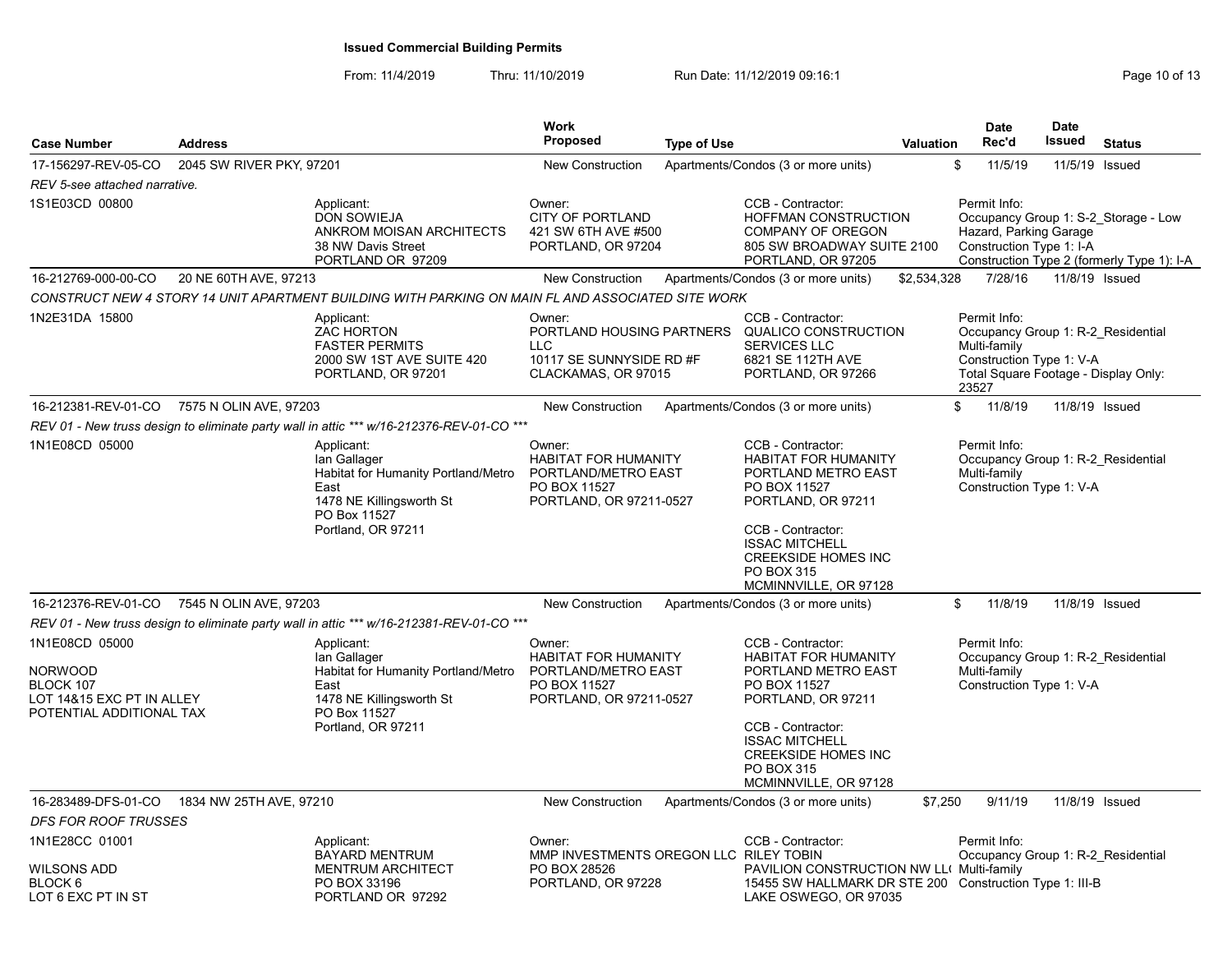# Issued Commercial Building Permits

From: 11/4/2019 Thru: 11/10/2019 Run Date: 11/12/2019 09:16:1

| Case Number | Address | Work Proposed | Type of Use | Valuation | Date Rec'd | Date Issued | Status |
|---|---|---|---|---|---|---|---|
| 17-156297-REV-05-CO | 2045 SW RIVER PKY, 97201 | New Construction | Apartments/Condos (3 or more units) | $ | 11/5/19 | 11/5/19 | Issued |

*REV 5-see attached narrative.*

1S1E03CD 00800

Applicant: DON SOWIEJA, ANKROM MOISAN ARCHITECTS, 38 NW Davis Street, PORTLAND OR 97209

Owner: CITY OF PORTLAND, 421 SW 6TH AVE #500, PORTLAND, OR 97204

CCB - Contractor: HOFFMAN CONSTRUCTION COMPANY OF OREGON, 805 SW BROADWAY SUITE 2100, PORTLAND, OR 97205

Permit Info: Occupancy Group 1: S-2_Storage - Low Hazard, Parking Garage; Construction Type 1: I-A; Construction Type 2 (formerly Type 1): I-A

| Case Number | Address | Work Proposed | Type of Use | Valuation | Date Rec'd | Date Issued | Status |
|---|---|---|---|---|---|---|---|
| 16-212769-000-00-CO | 20 NE 60TH AVE, 97213 | New Construction | Apartments/Condos (3 or more units) | $2,534,328 | 7/28/16 | 11/8/19 | Issued |

*CONSTRUCT NEW 4 STORY 14 UNIT APARTMENT BUILDING WITH PARKING ON MAIN FL AND ASSOCIATED SITE WORK*

1N2E31DA 15800

Applicant: ZAC HORTON, FASTER PERMITS, 2000 SW 1ST AVE SUITE 420, PORTLAND, OR 97201

Owner: PORTLAND HOUSING PARTNERS LLC, 10117 SE SUNNYSIDE RD #F, CLACKAMAS, OR 97015

CCB - Contractor: QUALICO CONSTRUCTION SERVICES LLC, 6821 SE 112TH AVE, PORTLAND, OR 97266

Permit Info: Occupancy Group 1: R-2_Residential Multi-family; Construction Type 1: V-A; Total Square Footage - Display Only: 23527

| Case Number | Address | Work Proposed | Type of Use | Valuation | Date Rec'd | Date Issued | Status |
|---|---|---|---|---|---|---|---|
| 16-212381-REV-01-CO | 7575 N OLIN AVE, 97203 | New Construction | Apartments/Condos (3 or more units) | $ | 11/8/19 | 11/8/19 | Issued |

*REV 01 - New truss design to eliminate party wall in attic *** w/16-212376-REV-01-CO ****

1N1E08CD 05000

Applicant: Ian Gallager, Habitat for Humanity Portland/Metro East, 1478 NE Killingsworth St, PO Box 11527, Portland, OR 97211

Owner: HABITAT FOR HUMANITY PORTLAND/METRO EAST, PO BOX 11527, PORTLAND, OR 97211-0527

CCB - Contractor: HABITAT FOR HUMANITY PORTLAND METRO EAST, PO BOX 11527, PORTLAND, OR 97211

CCB - Contractor: ISSAC MITCHELL, CREEKSIDE HOMES INC, PO BOX 315, MCMINNVILLE, OR 97128

Permit Info: Occupancy Group 1: R-2_Residential Multi-family; Construction Type 1: V-A

| Case Number | Address | Work Proposed | Type of Use | Valuation | Date Rec'd | Date Issued | Status |
|---|---|---|---|---|---|---|---|
| 16-212376-REV-01-CO | 7545 N OLIN AVE, 97203 | New Construction | Apartments/Condos (3 or more units) | $ | 11/8/19 | 11/8/19 | Issued |

*REV 01 - New truss design to eliminate party wall in attic *** w/16-212381-REV-01-CO ****

1N1E08CD 05000
NORWOOD
BLOCK 107
LOT 14&15 EXC PT IN ALLEY
POTENTIAL ADDITIONAL TAX

Applicant: Ian Gallager, Habitat for Humanity Portland/Metro East, 1478 NE Killingsworth St, PO Box 11527, Portland, OR 97211

Owner: HABITAT FOR HUMANITY PORTLAND/METRO EAST, PO BOX 11527, PORTLAND, OR 97211-0527

CCB - Contractor: HABITAT FOR HUMANITY PORTLAND METRO EAST, PO BOX 11527, PORTLAND, OR 97211

CCB - Contractor: ISSAC MITCHELL, CREEKSIDE HOMES INC, PO BOX 315, MCMINNVILLE, OR 97128

Permit Info: Occupancy Group 1: R-2_Residential Multi-family; Construction Type 1: V-A

| Case Number | Address | Work Proposed | Type of Use | Valuation | Date Rec'd | Date Issued | Status |
|---|---|---|---|---|---|---|---|
| 16-283489-DFS-01-CO | 1834 NW 25TH AVE, 97210 | New Construction | Apartments/Condos (3 or more units) | $7,250 | 9/11/19 | 11/8/19 | Issued |

*DFS FOR ROOF TRUSSES*

1N1E28CC 01001
WILSONS ADD
BLOCK 6
LOT 6 EXC PT IN ST

Applicant: BAYARD MENTRUM, MENTRUM ARCHITECT, PO BOX 33196, PORTLAND OR 97292

Owner: MMP INVESTMENTS OREGON LLC, PO BOX 28526, PORTLAND, OR 97228

CCB - Contractor: RILEY TOBIN, PAVILION CONSTRUCTION NW LL(, 15455 SW HALLMARK DR STE 200, LAKE OSWEGO, OR 97035

Permit Info: Occupancy Group 1: R-2_Residential Multi-family; Construction Type 1: III-B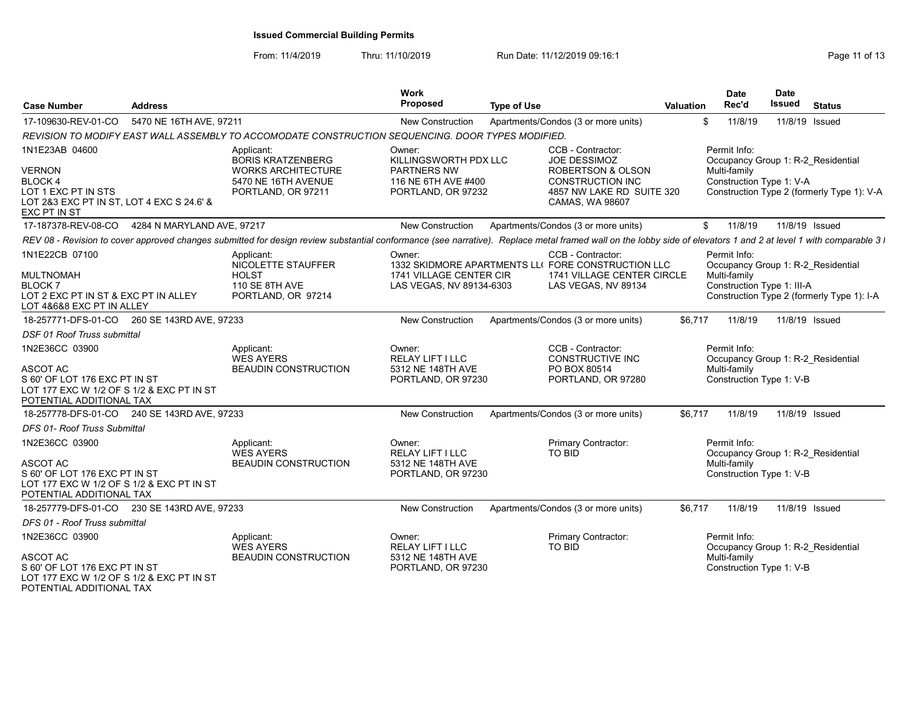**Issued Commercial Building Permits**

From: 11/4/2019 Thru: 11/10/2019 Run Date: 11/12/2019 09:16:1

| Case Number | Address | Work Proposed | Type of Use | Valuation | Date Rec'd | Date Issued | Status |
|---|---|---|---|---|---|---|---|
| 17-109630-REV-01-CO | 5470 NE 16TH AVE, 97211 | New Construction | Apartments/Condos (3 or more units) | $ | 11/8/19 | 11/8/19 | Issued |

*REVISION TO MODIFY EAST WALL ASSEMBLY TO ACCOMODATE CONSTRUCTION SEQUENCING. DOOR TYPES MODIFIED.*

1N1E23AB 04600
VERNON
BLOCK 4
LOT 1 EXC PT IN STS
LOT 2&3 EXC PT IN ST, LOT 4 EXC S 24.6' &
EXC PT IN ST

Applicant: BORIS KRATZENBERG, WORKS ARCHITECTURE, 5470 NE 16TH AVENUE, PORTLAND, OR 97211

Owner: KILLINGSWORTH PDX LLC, PARTNERS NW, 116 NE 6TH AVE #400, PORTLAND, OR 97232

CCB - Contractor: JOE DESSIMOZ, ROBERTSON & OLSON CONSTRUCTION INC, 4857 NW LAKE RD SUITE 320, CAMAS, WA 98607

Permit Info: Occupancy Group 1: R-2_Residential Multi-family; Construction Type 1: V-A; Construction Type 2 (formerly Type 1): V-A

| Case Number | Address | Work Proposed | Type of Use | Valuation | Date Rec'd | Date Issued | Status |
|---|---|---|---|---|---|---|---|
| 17-187378-REV-08-CO | 4284 N MARYLAND AVE, 97217 | New Construction | Apartments/Condos (3 or more units) | $ | 11/8/19 | 11/8/19 | Issued |

*REV 08 - Revision to cover approved changes submitted for design review substantial conformance (see narrative). Replace metal framed wall on the lobby side of elevators 1 and 2 at level 1 with comparable 3 I*

1N1E22CB 07100
MULTNOMAH
BLOCK 7
LOT 2 EXC PT IN ST & EXC PT IN ALLEY
LOT 4&6&8 EXC PT IN ALLEY

Applicant: NICOLETTE STAUFFER, HOLST, 110 SE 8TH AVE, PORTLAND, OR 97214

Owner: 1332 SKIDMORE APARTMENTS LL( 1741 VILLAGE CENTER CIR, LAS VEGAS, NV 89134-6303

CCB - Contractor: FORE CONSTRUCTION LLC, 1741 VILLAGE CENTER CIRCLE, LAS VEGAS, NV 89134

Permit Info: Occupancy Group 1: R-2_Residential Multi-family; Construction Type 1: III-A; Construction Type 2 (formerly Type 1): I-A

| Case Number | Address | Work Proposed | Type of Use | Valuation | Date Rec'd | Date Issued | Status |
|---|---|---|---|---|---|---|---|
| 18-257771-DFS-01-CO | 260 SE 143RD AVE, 97233 | New Construction | Apartments/Condos (3 or more units) | $6,717 | 11/8/19 | 11/8/19 | Issued |

*DSF 01 Roof Truss submittal*

1N2E36CC 03900
ASCOT AC
S 60' OF LOT 176 EXC PT IN ST
LOT 177 EXC W 1/2 OF S 1/2 & EXC PT IN ST
POTENTIAL ADDITIONAL TAX

Applicant: WES AYERS, BEAUDIN CONSTRUCTION

Owner: RELAY LIFT I LLC, 5312 NE 148TH AVE, PORTLAND, OR 97230

CCB - Contractor: CONSTRUCTIVE INC, PO BOX 80514, PORTLAND, OR 97280

Permit Info: Occupancy Group 1: R-2_Residential Multi-family; Construction Type 1: V-B

| Case Number | Address | Work Proposed | Type of Use | Valuation | Date Rec'd | Date Issued | Status |
|---|---|---|---|---|---|---|---|
| 18-257778-DFS-01-CO | 240 SE 143RD AVE, 97233 | New Construction | Apartments/Condos (3 or more units) | $6,717 | 11/8/19 | 11/8/19 | Issued |

*DFS 01- Roof Truss Submittal*

1N2E36CC 03900
ASCOT AC
S 60' OF LOT 176 EXC PT IN ST
LOT 177 EXC W 1/2 OF S 1/2 & EXC PT IN ST
POTENTIAL ADDITIONAL TAX

Applicant: WES AYERS, BEAUDIN CONSTRUCTION

Owner: RELAY LIFT I LLC, 5312 NE 148TH AVE, PORTLAND, OR 97230

Primary Contractor: TO BID

Permit Info: Occupancy Group 1: R-2_Residential Multi-family; Construction Type 1: V-B

| Case Number | Address | Work Proposed | Type of Use | Valuation | Date Rec'd | Date Issued | Status |
|---|---|---|---|---|---|---|---|
| 18-257779-DFS-01-CO | 230 SE 143RD AVE, 97233 | New Construction | Apartments/Condos (3 or more units) | $6,717 | 11/8/19 | 11/8/19 | Issued |

*DFS 01 - Roof Truss submittal*

1N2E36CC 03900
ASCOT AC
S 60' OF LOT 176 EXC PT IN ST
LOT 177 EXC W 1/2 OF S 1/2 & EXC PT IN ST
POTENTIAL ADDITIONAL TAX

Applicant: WES AYERS, BEAUDIN CONSTRUCTION

Owner: RELAY LIFT I LLC, 5312 NE 148TH AVE, PORTLAND, OR 97230

Primary Contractor: TO BID

Permit Info: Occupancy Group 1: R-2_Residential Multi-family; Construction Type 1: V-B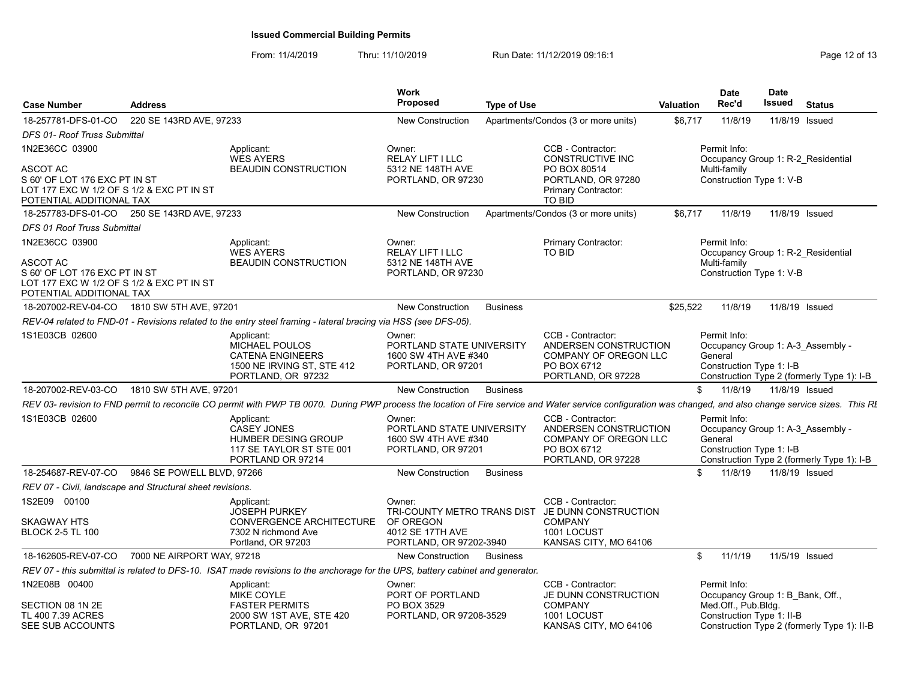**Issued Commercial Building Permits**

From: 11/4/2019 Thru: 11/10/2019 Run Date: 11/12/2019 09:16:1

| Case Number | Address | Work Proposed | Type of Use | Valuation | Date Rec'd | Date Issued | Status |
|---|---|---|---|---|---|---|---|
| 18-257781-DFS-01-CO | 220 SE 143RD AVE, 97233 | New Construction | Apartments/Condos (3 or more units) | $6,717 | 11/8/19 | 11/8/19 | Issued |

*DFS 01- Roof Truss Submittal*

1N2E36CC 03900

ASCOT AC
S 60' OF LOT 176 EXC PT IN ST
LOT 177 EXC W 1/2 OF S 1/2 & EXC PT IN ST
POTENTIAL ADDITIONAL TAX

Applicant: WES AYERS, BEAUDIN CONSTRUCTION

Owner: RELAY LIFT I LLC, 5312 NE 148TH AVE, PORTLAND, OR 97230

CCB - Contractor: CONSTRUCTIVE INC, PO BOX 80514, PORTLAND, OR 97280
Primary Contractor: TO BID

Permit Info: Occupancy Group 1: R-2_Residential Multi-family; Construction Type 1: V-B

| Case Number | Address | Work Proposed | Type of Use | Valuation | Date Rec'd | Date Issued | Status |
|---|---|---|---|---|---|---|---|
| 18-257783-DFS-01-CO | 250 SE 143RD AVE, 97233 | New Construction | Apartments/Condos (3 or more units) | $6,717 | 11/8/19 | 11/8/19 | Issued |

*DFS 01 Roof Truss Submittal*

1N2E36CC 03900

ASCOT AC
S 60' OF LOT 176 EXC PT IN ST
LOT 177 EXC W 1/2 OF S 1/2 & EXC PT IN ST
POTENTIAL ADDITIONAL TAX

Applicant: WES AYERS, BEAUDIN CONSTRUCTION

Owner: RELAY LIFT I LLC, 5312 NE 148TH AVE, PORTLAND, OR 97230

Primary Contractor: TO BID

Permit Info: Occupancy Group 1: R-2_Residential Multi-family; Construction Type 1: V-B

| Case Number | Address | Work Proposed | Type of Use | Valuation | Date Rec'd | Date Issued | Status |
|---|---|---|---|---|---|---|---|
| 18-207002-REV-04-CO | 1810 SW 5TH AVE, 97201 | New Construction | Business | $25,522 | 11/8/19 | 11/8/19 | Issued |

*REV-04 related to FND-01 - Revisions related to the entry steel framing - lateral bracing via HSS (see DFS-05).*

1S1E03CB 02600

Applicant: MICHAEL POULOS, CATENA ENGINEERS, 1500 NE IRVING ST, STE 412, PORTLAND, OR 97232

Owner: PORTLAND STATE UNIVERSITY, 1600 SW 4TH AVE #340, PORTLAND, OR 97201

CCB - Contractor: ANDERSEN CONSTRUCTION COMPANY OF OREGON LLC, PO BOX 6712, PORTLAND, OR 97228

Permit Info: Occupancy Group 1: A-3_Assembly - General; Construction Type 1: I-B; Construction Type 2 (formerly Type 1): I-B

| Case Number | Address | Work Proposed | Type of Use | Valuation | Date Rec'd | Date Issued | Status |
|---|---|---|---|---|---|---|---|
| 18-207002-REV-03-CO | 1810 SW 5TH AVE, 97201 | New Construction | Business | $ | 11/8/19 | 11/8/19 | Issued |

*REV 03- revision to FND permit to reconcile CO permit with PWP TB 0070. During PWP process the location of Fire service and Water service configuration was changed, and also change service sizes. This RE*

1S1E03CB 02600

Applicant: CASEY JONES, HUMBER DESING GROUP, 117 SE TAYLOR ST STE 001, PORTLAND OR 97214

Owner: PORTLAND STATE UNIVERSITY, 1600 SW 4TH AVE #340, PORTLAND, OR 97201

CCB - Contractor: ANDERSEN CONSTRUCTION COMPANY OF OREGON LLC, PO BOX 6712, PORTLAND, OR 97228

Permit Info: Occupancy Group 1: A-3_Assembly - General; Construction Type 1: I-B; Construction Type 2 (formerly Type 1): I-B

| Case Number | Address | Work Proposed | Type of Use | Valuation | Date Rec'd | Date Issued | Status |
|---|---|---|---|---|---|---|---|
| 18-254687-REV-07-CO | 9846 SE POWELL BLVD, 97266 | New Construction | Business | $ | 11/8/19 | 11/8/19 | Issued |

*REV 07 - Civil, landscape and Structural sheet revisions.*

1S2E09 00100

SKAGWAY HTS
BLOCK 2-5 TL 100

Applicant: JOSEPH PURKEY, CONVERGENCE ARCHITECTURE, 7302 N richmond Ave, Portland, OR 97203

Owner: TRI-COUNTY METRO TRANS DIST OF OREGON, 4012 SE 17TH AVE, PORTLAND, OR 97202-3940

CCB - Contractor: JE DUNN CONSTRUCTION COMPANY, 1001 LOCUST, KANSAS CITY, MO 64106

| Case Number | Address | Work Proposed | Type of Use | Valuation | Date Rec'd | Date Issued | Status |
|---|---|---|---|---|---|---|---|
| 18-162605-REV-07-CO | 7000 NE AIRPORT WAY, 97218 | New Construction | Business | $ | 11/1/19 | 11/5/19 | Issued |

*REV 07 - this submittal is related to DFS-10. ISAT made revisions to the anchorage for the UPS, battery cabinet and generator.*

1N2E08B 00400

SECTION 08 1N 2E
TL 400 7.39 ACRES
SEE SUB ACCOUNTS

Applicant: MIKE COYLE, FASTER PERMITS, 2000 SW 1ST AVE, STE 420, PORTLAND, OR 97201

Owner: PORT OF PORTLAND, PO BOX 3529, PORTLAND, OR 97208-3529

CCB - Contractor: JE DUNN CONSTRUCTION COMPANY, 1001 LOCUST, KANSAS CITY, MO 64106

Permit Info: Occupancy Group 1: B_Bank, Off., Med.Off., Pub.Bldg.; Construction Type 1: II-B; Construction Type 2 (formerly Type 1): II-B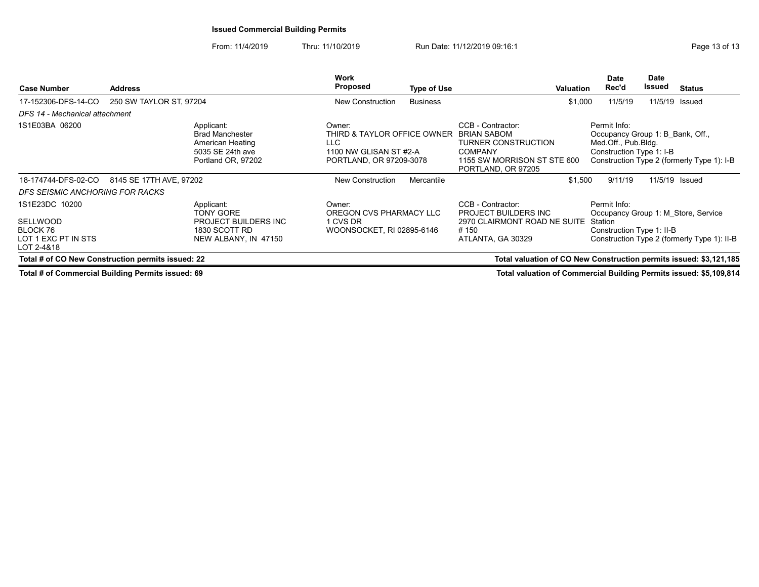# Issued Commercial Building Permits

From: 11/4/2019 Thru: 11/10/2019 Run Date: 11/12/2019 09:16:1

| Case Number | Address | | Work Proposed | Type of Use | Valuation | Date Rec'd | Date Issued | Status |
|---|---|---|---|---|---|---|---|---|
| 17-152306-DFS-14-CO | 250 SW TAYLOR ST, 97204 | | New Construction | Business | $1,000 | 11/5/19 | 11/5/19 | Issued |
| *DFS 14 - Mechanical attachment* | | | | | | | | |
| 1S1E03BA 06200 | Applicant: Brad Manchester American Heating 5035 SE 24th ave Portland OR, 97202 | | Owner: THIRD & TAYLOR OFFICE OWNER LLC 1100 NW GLISAN ST #2-A PORTLAND, OR 97209-3078 | | CCB - Contractor: BRIAN SABOM TURNER CONSTRUCTION COMPANY 1155 SW MORRISON ST STE 600 PORTLAND, OR 97205 | Permit Info: Occupancy Group 1: B_Bank, Off., Med.Off., Pub.Bldg. Construction Type 1: I-B Construction Type 2 (formerly Type 1): I-B | | |
| 18-174744-DFS-02-CO | 8145 SE 17TH AVE, 97202 | | New Construction | Mercantile | $1,500 | 9/11/19 | 11/5/19 | Issued |
| *DFS SEISMIC ANCHORING FOR RACKS* | | | | | | | | |
| 1S1E23DC 10200 SELLWOOD BLOCK 76 LOT 1 EXC PT IN STS LOT 2-4&18 | Applicant: TONY GORE PROJECT BUILDERS INC 1830 SCOTT RD NEW ALBANY, IN 47150 | | Owner: OREGON CVS PHARMACY LLC 1 CVS DR WOONSOCKET, RI 02895-6146 | | CCB - Contractor: PROJECT BUILDERS INC 2970 CLAIRMONT ROAD NE SUITE # 150 ATLANTA, GA 30329 | Permit Info: Occupancy Group 1: M_Store, Service Station Construction Type 1: II-B Construction Type 2 (formerly Type 1): II-B | | |

**Total # of CO New Construction permits issued: 22**

**Total valuation of CO New Construction permits issued: $3,121,185**

**Total # of Commercial Building Permits issued: 69**

**Total valuation of Commercial Building Permits issued: $5,109,814**